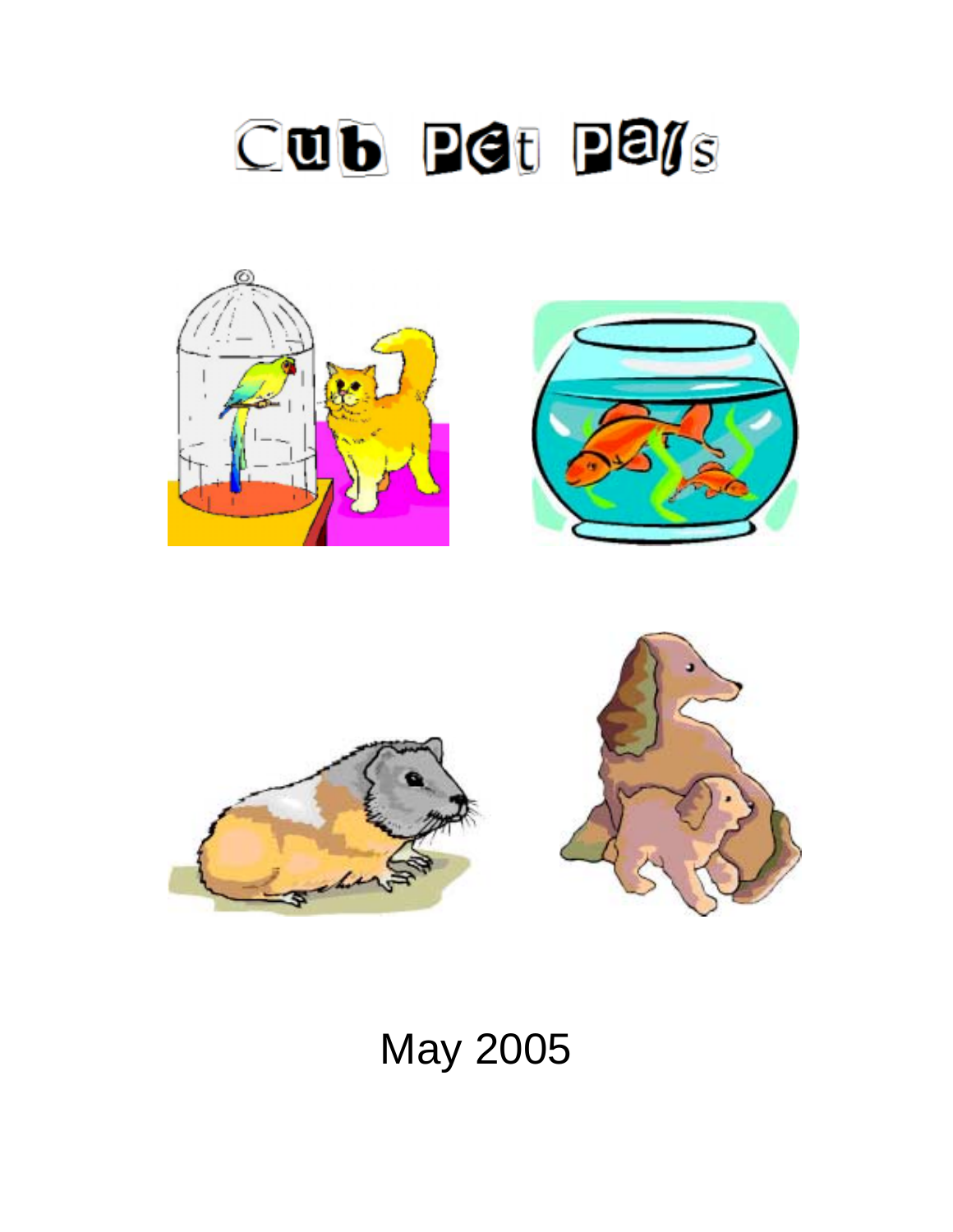# Cub Pet Pals

May 2005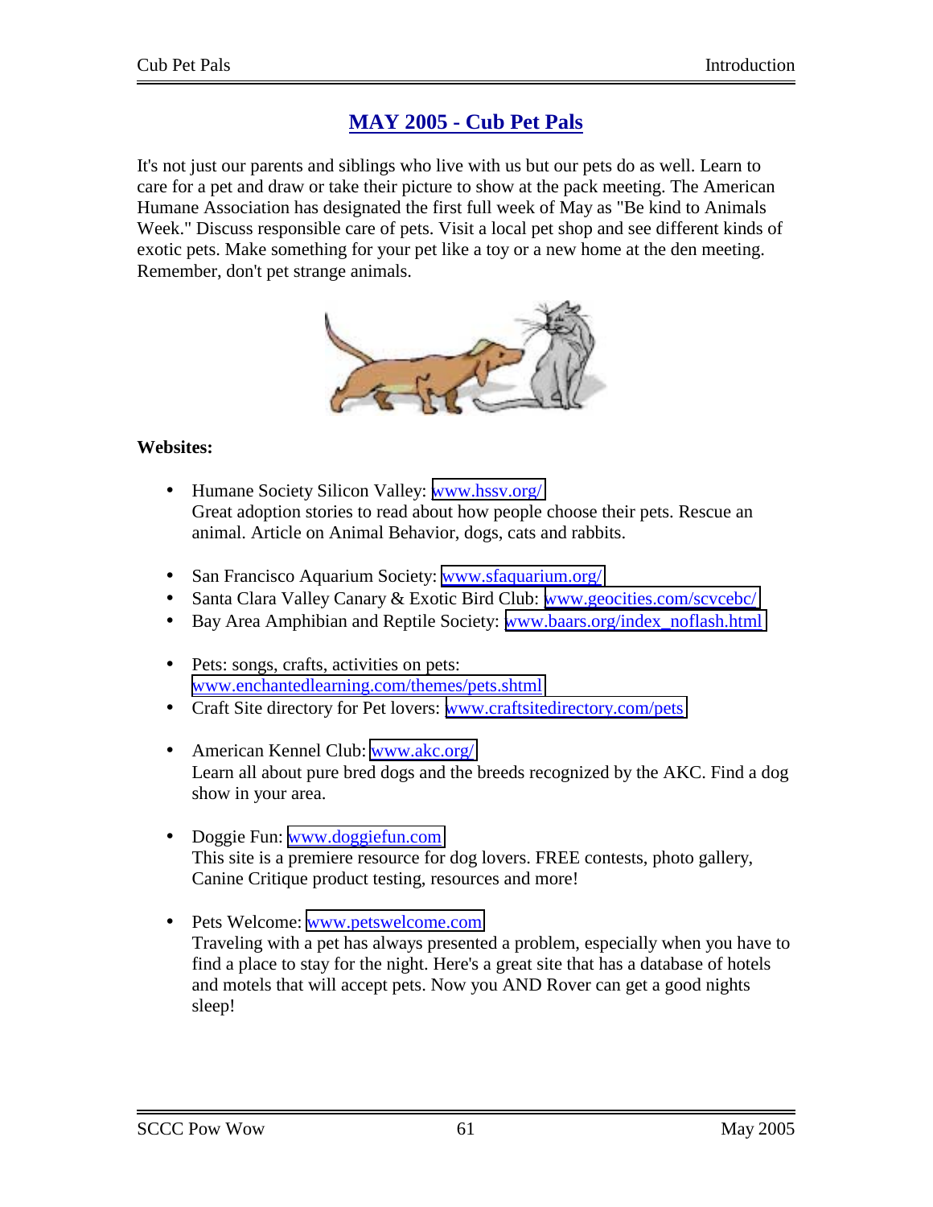# MAY 2005 - Cub Pet Pals

It's not just our parents and siblings who live with us but our pets do as well. Learn to care for a pet and draw or take their picture to show at the pack meeting. The American Humane Association has designated the first full week of May as "Be kind to Animals Week." Discuss responsible care of pets. Visit a local pet shop and see different kinds of exotic pets. Make something for your pet like a toy or a new home at the den meeting. Remember, don't pet strange animals.

**Websites:**

- Humane Society Silicon Valley: www.hssv.org/
  Great adoption stories to read about how people choose their pets. Rescue an animal. Article on Animal Behavior, dogs, cats and rabbits.

- San Francisco Aquarium Society: www.sfaquarium.org/
- Santa Clara Valley Canary & Exotic Bird Club: www.geocities.com/scvcebc/
- Bay Area Amphibian and Reptile Society: www.baars.org/index_noflash.html

- Pets: songs, crafts, activities on pets:
  www.enchantedlearning.com/themes/pets.shtml
- Craft Site directory for Pet lovers: www.craftsitedirectory.com/pets

- American Kennel Club: www.akc.org/
  Learn all about pure bred dogs and the breeds recognized by the AKC. Find a dog show in your area.

- Doggie Fun: www.doggiefun.com
  This site is a premiere resource for dog lovers. FREE contests, photo gallery, Canine Critique product testing, resources and more!

- Pets Welcome: www.petswelcome.com
  Traveling with a pet has always presented a problem, especially when you have to find a place to stay for the night. Here's a great site that has a database of hotels and motels that will accept pets. Now you AND Rover can get a good nights sleep!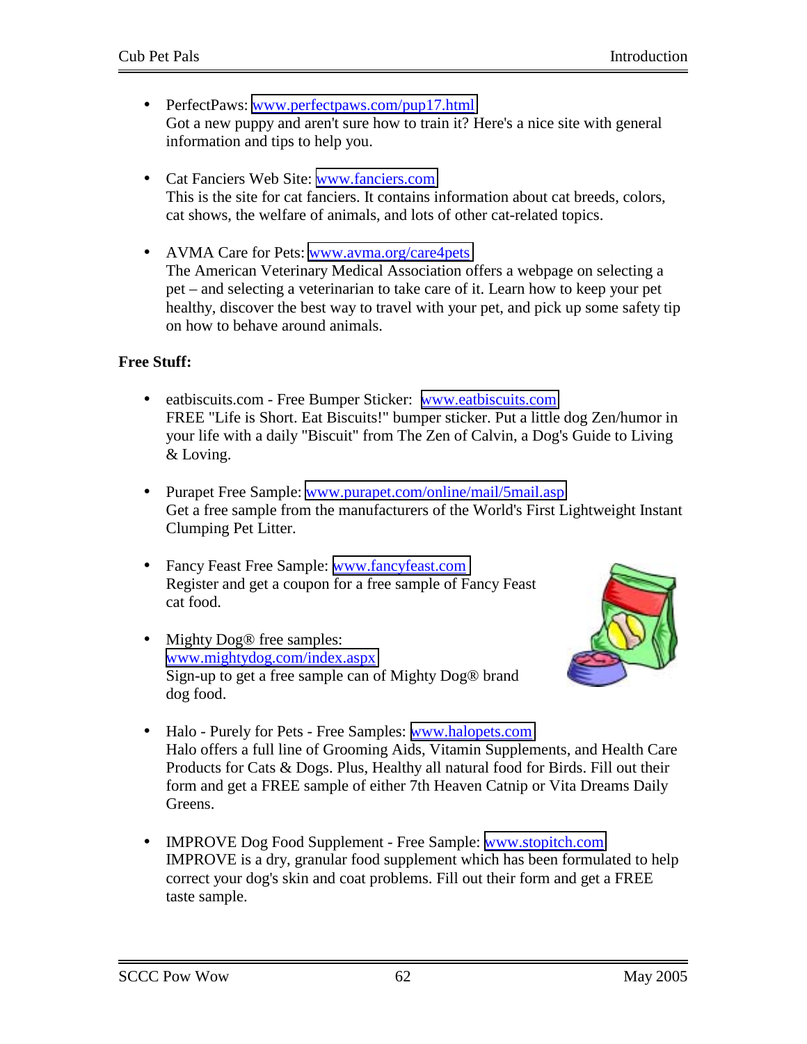- PerfectPaws: www.perfectpaws.com/pup17.html
  Got a new puppy and aren't sure how to train it? Here's a nice site with general information and tips to help you.

- Cat Fanciers Web Site: www.fanciers.com
  This is the site for cat fanciers. It contains information about cat breeds, colors, cat shows, the welfare of animals, and lots of other cat-related topics.

- AVMA Care for Pets: www.avma.org/care4pets
  The American Veterinary Medical Association offers a webpage on selecting a pet – and selecting a veterinarian to take care of it. Learn how to keep your pet healthy, discover the best way to travel with your pet, and pick up some safety tip on how to behave around animals.

**Free Stuff:**

- eatbiscuits.com - Free Bumper Sticker: www.eatbiscuits.com
  FREE "Life is Short. Eat Biscuits!" bumper sticker. Put a little dog Zen/humor in your life with a daily "Biscuit" from The Zen of Calvin, a Dog's Guide to Living & Loving.

- Purapet Free Sample: www.purapet.com/online/mail/5mail.asp
  Get a free sample from the manufacturers of the World's First Lightweight Instant Clumping Pet Litter.

- Fancy Feast Free Sample: www.fancyfeast.com
  Register and get a coupon for a free sample of Fancy Feast cat food.

- Mighty Dog® free samples: www.mightydog.com/index.aspx
  Sign-up to get a free sample can of Mighty Dog® brand dog food.

- Halo - Purely for Pets - Free Samples: www.halopets.com
  Halo offers a full line of Grooming Aids, Vitamin Supplements, and Health Care Products for Cats & Dogs. Plus, Healthy all natural food for Birds. Fill out their form and get a FREE sample of either 7th Heaven Catnip or Vita Dreams Daily Greens.

- IMPROVE Dog Food Supplement - Free Sample: www.stopitch.com
  IMPROVE is a dry, granular food supplement which has been formulated to help correct your dog's skin and coat problems. Fill out their form and get a FREE taste sample.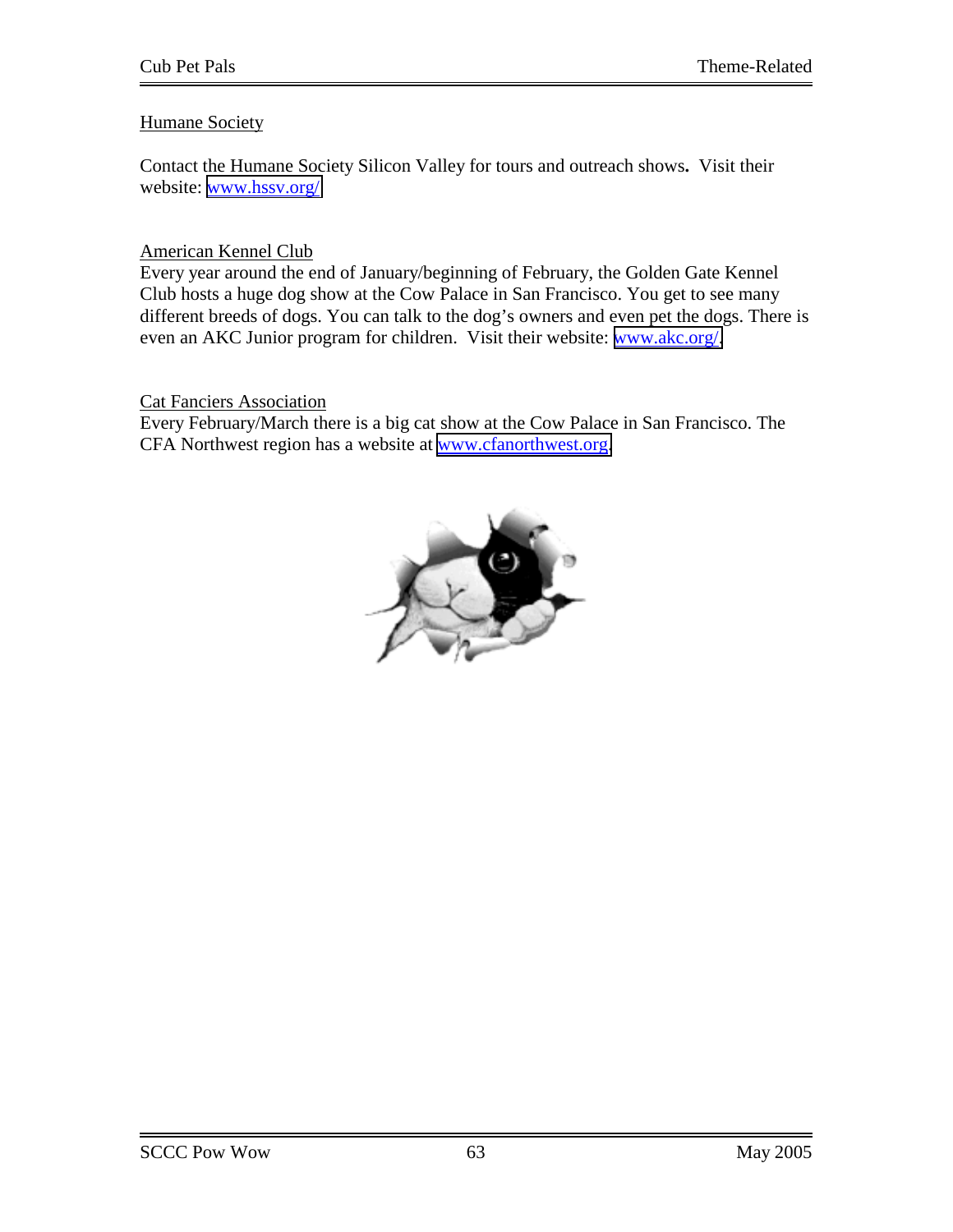## Humane Society

Contact the Humane Society Silicon Valley for tours and outreach shows**.** Visit their website: www.hssv.org/

## American Kennel Club

Every year around the end of January/beginning of February, the Golden Gate Kennel Club hosts a huge dog show at the Cow Palace in San Francisco. You get to see many different breeds of dogs. You can talk to the dog's owners and even pet the dogs. There is even an AKC Junior program for children. Visit their website: www.akc.org/.

## Cat Fanciers Association

Every February/March there is a big cat show at the Cow Palace in San Francisco. The CFA Northwest region has a website at www.cfanorthwest.org.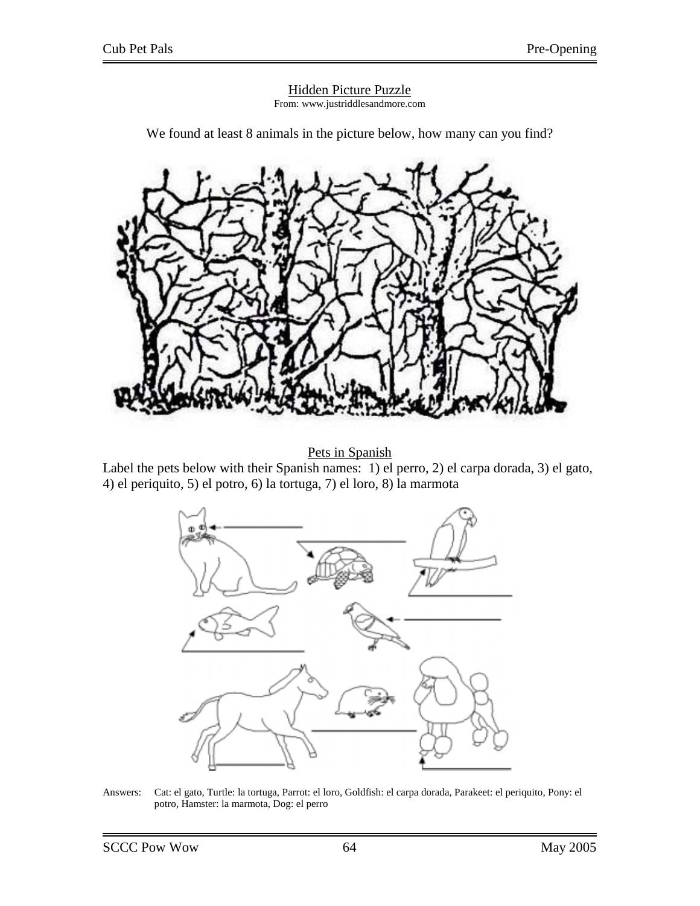## Hidden Picture Puzzle

From: www.justriddlesandmore.com

We found at least 8 animals in the picture below, how many can you find?

## Pets in Spanish

Label the pets below with their Spanish names: 1) el perro, 2) el carpa dorada, 3) el gato, 4) el periquito, 5) el potro, 6) la tortuga, 7) el loro, 8) la marmota

Answers: Cat: el gato, Turtle: la tortuga, Parrot: el loro, Goldfish: el carpa dorada, Parakeet: el periquito, Pony: el potro, Hamster: la marmota, Dog: el perro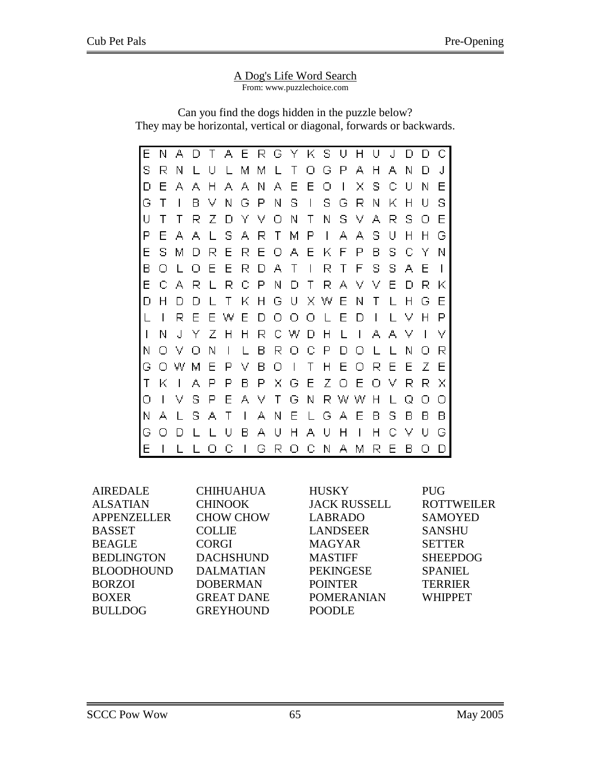A Dog's Life Word Search

From: www.puzzlechoice.com

Can you find the dogs hidden in the puzzle below?
They may be horizontal, vertical or diagonal, forwards or backwards.

```
E N A D T A E R G Y K S U H U J D D C
S R N L U L M M L T O G P A H A N D J
D E A A H A A N A E E O I X S C U N E
G T I B V N G P N S I S G R N K H U S
U T T R Z D Y V O N T N S V A R S O E
P E A A L S A R T M P I A A S U H H G
E S M D R E R E O A E K F P B S C Y N
B O L O E E R D A T I R T F S S A E I
E C A R L R C P N D T R A V V E D R K
D H D D L T K H G U X W E N T L H G E
L I R E E W E D O O O L E D I L V H P
I N J Y Z H H R C W D H L I A A V I V
N O V O N I L B R O C P D O L L N O R
G O W M E P V B O I T H E O R E E Z E
T K I A P P B P X G E Z O E O V R R X
O I V S P E A V T G N R W W H L Q O O
N A L S A T I A N E L G A E B S B B B
G O D L L U B A U H A U H I H C V U G
E I L L O C I G R O C N A M R E B O D
```

| | | | |
|---|---|---|---|
| AIREDALE | CHIHUAHUA | HUSKY | PUG |
| ALSATIAN | CHINOOK | JACK RUSSELL | ROTTWEILER |
| APPENZELLER | CHOW CHOW | LABRADO | SAMOYED |
| BASSET | COLLIE | LANDSEER | SANSHU |
| BEAGLE | CORGI | MAGYAR | SETTER |
| BEDLINGTON | DACHSHUND | MASTIFF | SHEEPDOG |
| BLOODHOUND | DALMATIAN | PEKINGESE | SPANIEL |
| BORZOI | DOBERMAN | POINTER | TERRIER |
| BOXER | GREAT DANE | POMERANIAN | WHIPPET |
| BULLDOG | GREYHOUND | POODLE | |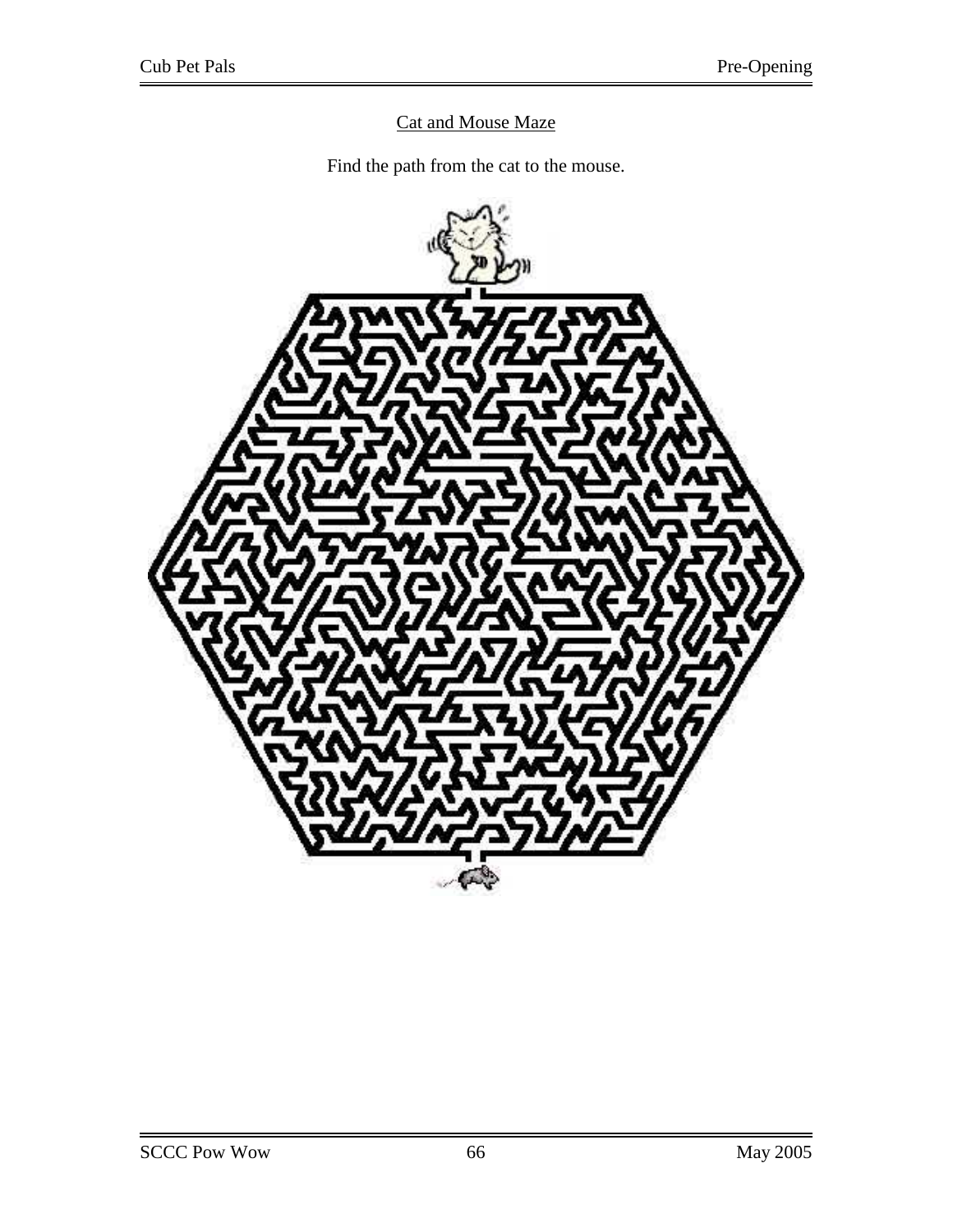# Cat and Mouse Maze

Find the path from the cat to the mouse.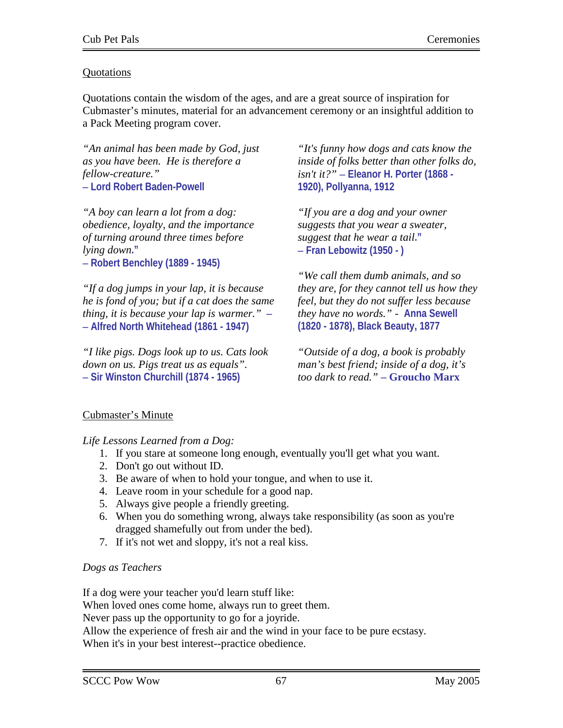## Quotations

Quotations contain the wisdom of the ages, and are a great source of inspiration for Cubmaster's minutes, material for an advancement ceremony or an insightful addition to a Pack Meeting program cover.

*"An animal has been made by God, just as you have been. He is therefore a fellow-creature."*
**– Lord Robert Baden-Powell**

*"A boy can learn a lot from a dog: obedience, loyalty, and the importance of turning around three times before lying down."*
**– Robert Benchley (1889 - 1945)**

*"If a dog jumps in your lap, it is because he is fond of you; but if a cat does the same thing, it is because your lap is warmer." –*
**– Alfred North Whitehead (1861 - 1947)**

*"I like pigs. Dogs look up to us. Cats look down on us. Pigs treat us as equals".*
**– Sir Winston Churchill (1874 - 1965)**

*"It's funny how dogs and cats know the inside of folks better than other folks do, isn't it?"* **– Eleanor H. Porter (1868 - 1920), Pollyanna, 1912**

*"If you are a dog and your owner suggests that you wear a sweater, suggest that he wear a tail."*
**– Fran Lebowitz (1950 - )**

*"We call them dumb animals, and so they are, for they cannot tell us how they feel, but they do not suffer less because they have no words."* - **Anna Sewell (1820 - 1878), Black Beauty, 1877**

*"Outside of a dog, a book is probably man's best friend; inside of a dog, it's too dark to read."* **– Groucho Marx**

## Cubmaster's Minute

*Life Lessons Learned from a Dog:*

1. If you stare at someone long enough, eventually you'll get what you want.
2. Don't go out without ID.
3. Be aware of when to hold your tongue, and when to use it.
4. Leave room in your schedule for a good nap.
5. Always give people a friendly greeting.
6. When you do something wrong, always take responsibility (as soon as you're dragged shamefully out from under the bed).
7. If it's not wet and sloppy, it's not a real kiss.

*Dogs as Teachers*

If a dog were your teacher you'd learn stuff like:
When loved ones come home, always run to greet them.
Never pass up the opportunity to go for a joyride.
Allow the experience of fresh air and the wind in your face to be pure ecstasy.
When it's in your best interest--practice obedience.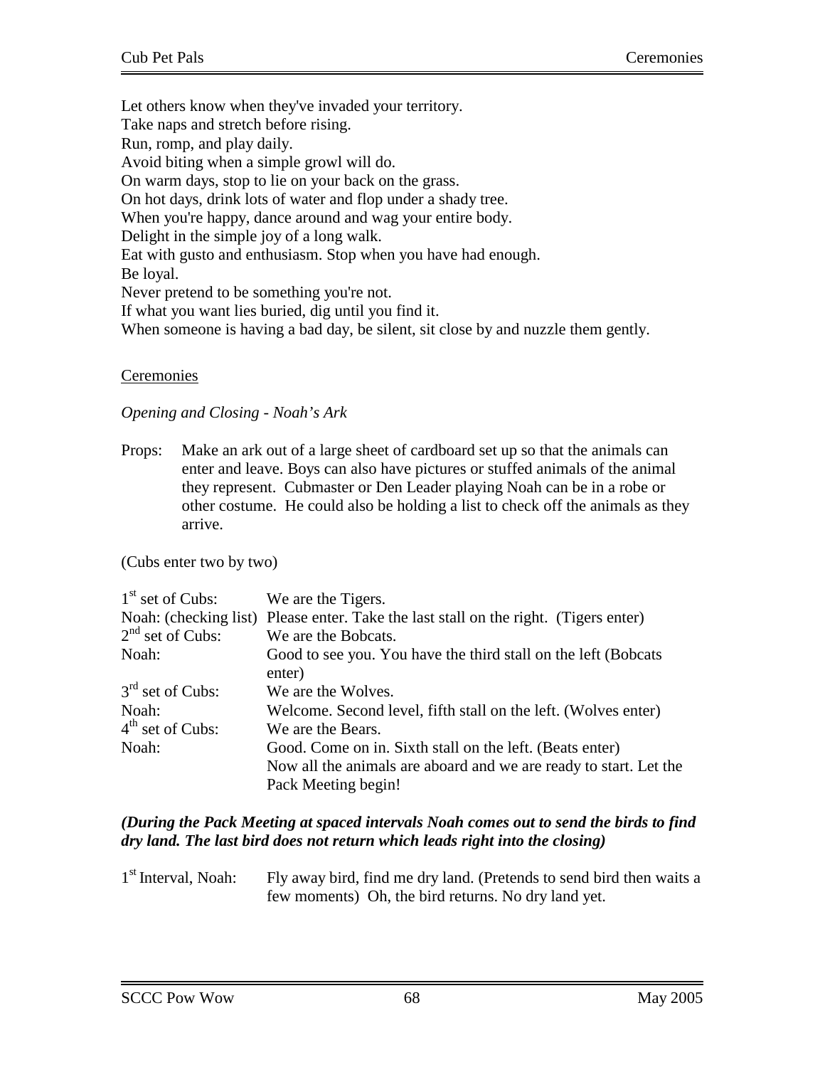Let others know when they've invaded your territory.
Take naps and stretch before rising.
Run, romp, and play daily.
Avoid biting when a simple growl will do.
On warm days, stop to lie on your back on the grass.
On hot days, drink lots of water and flop under a shady tree.
When you're happy, dance around and wag your entire body.
Delight in the simple joy of a long walk.
Eat with gusto and enthusiasm. Stop when you have had enough.
Be loyal.
Never pretend to be something you're not.
If what you want lies buried, dig until you find it.
When someone is having a bad day, be silent, sit close by and nuzzle them gently.

## Ceremonies

### *Opening and Closing - Noah's Ark*

Props: Make an ark out of a large sheet of cardboard set up so that the animals can enter and leave. Boys can also have pictures or stuffed animals of the animal they represent. Cubmaster or Den Leader playing Noah can be in a robe or other costume. He could also be holding a list to check off the animals as they arrive.

(Cubs enter two by two)

| | |
|---|---|
| 1st set of Cubs: | We are the Tigers. |
| Noah: (checking list) | Please enter. Take the last stall on the right. (Tigers enter) |
| 2nd set of Cubs: | We are the Bobcats. |
| Noah: | Good to see you. You have the third stall on the left (Bobcats enter) |
| 3rd set of Cubs: | We are the Wolves. |
| Noah: | Welcome. Second level, fifth stall on the left. (Wolves enter) |
| 4th set of Cubs: | We are the Bears. |
| Noah: | Good. Come on in. Sixth stall on the left. (Beats enter) Now all the animals are aboard and we are ready to start. Let the Pack Meeting begin! |

***(During the Pack Meeting at spaced intervals Noah comes out to send the birds to find dry land. The last bird does not return which leads right into the closing)***

| | |
|---|---|
| 1st Interval, Noah: | Fly away bird, find me dry land. (Pretends to send bird then waits a few moments) Oh, the bird returns. No dry land yet. |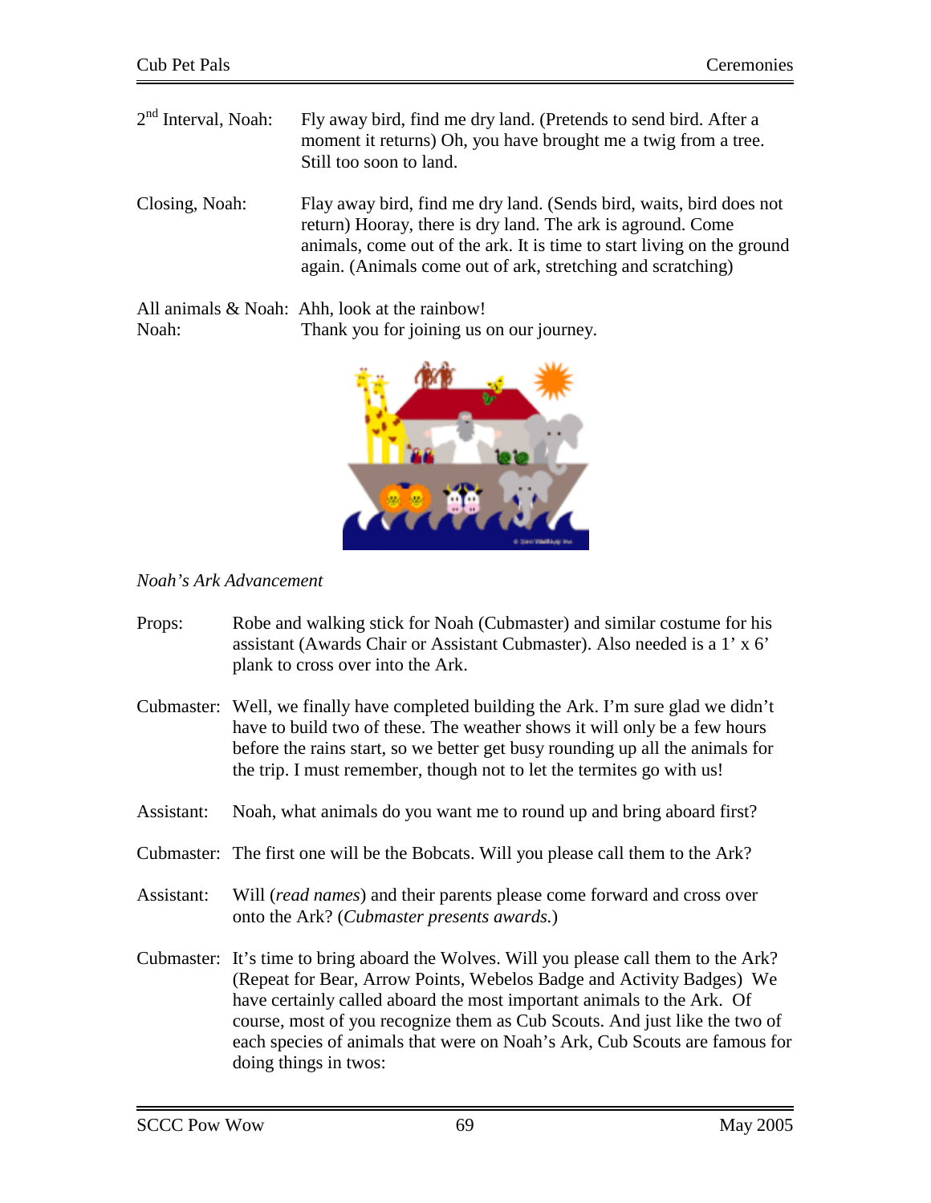2nd Interval, Noah: Fly away bird, find me dry land. (Pretends to send bird. After a moment it returns) Oh, you have brought me a twig from a tree. Still too soon to land.

Closing, Noah: Flay away bird, find me dry land. (Sends bird, waits, bird does not return) Hooray, there is dry land. The ark is aground. Come animals, come out of the ark. It is time to start living on the ground again. (Animals come out of ark, stretching and scratching)

All animals & Noah: Ahh, look at the rainbow!
Noah: Thank you for joining us on our journey.

*Noah's Ark Advancement*

Props: Robe and walking stick for Noah (Cubmaster) and similar costume for his assistant (Awards Chair or Assistant Cubmaster). Also needed is a 1' x 6' plank to cross over into the Ark.

Cubmaster: Well, we finally have completed building the Ark. I'm sure glad we didn't have to build two of these. The weather shows it will only be a few hours before the rains start, so we better get busy rounding up all the animals for the trip. I must remember, though not to let the termites go with us!

Assistant: Noah, what animals do you want me to round up and bring aboard first?

Cubmaster: The first one will be the Bobcats. Will you please call them to the Ark?

Assistant: Will (*read names*) and their parents please come forward and cross over onto the Ark? (*Cubmaster presents awards.*)

Cubmaster: It's time to bring aboard the Wolves. Will you please call them to the Ark? (Repeat for Bear, Arrow Points, Webelos Badge and Activity Badges) We have certainly called aboard the most important animals to the Ark. Of course, most of you recognize them as Cub Scouts. And just like the two of each species of animals that were on Noah's Ark, Cub Scouts are famous for doing things in twos: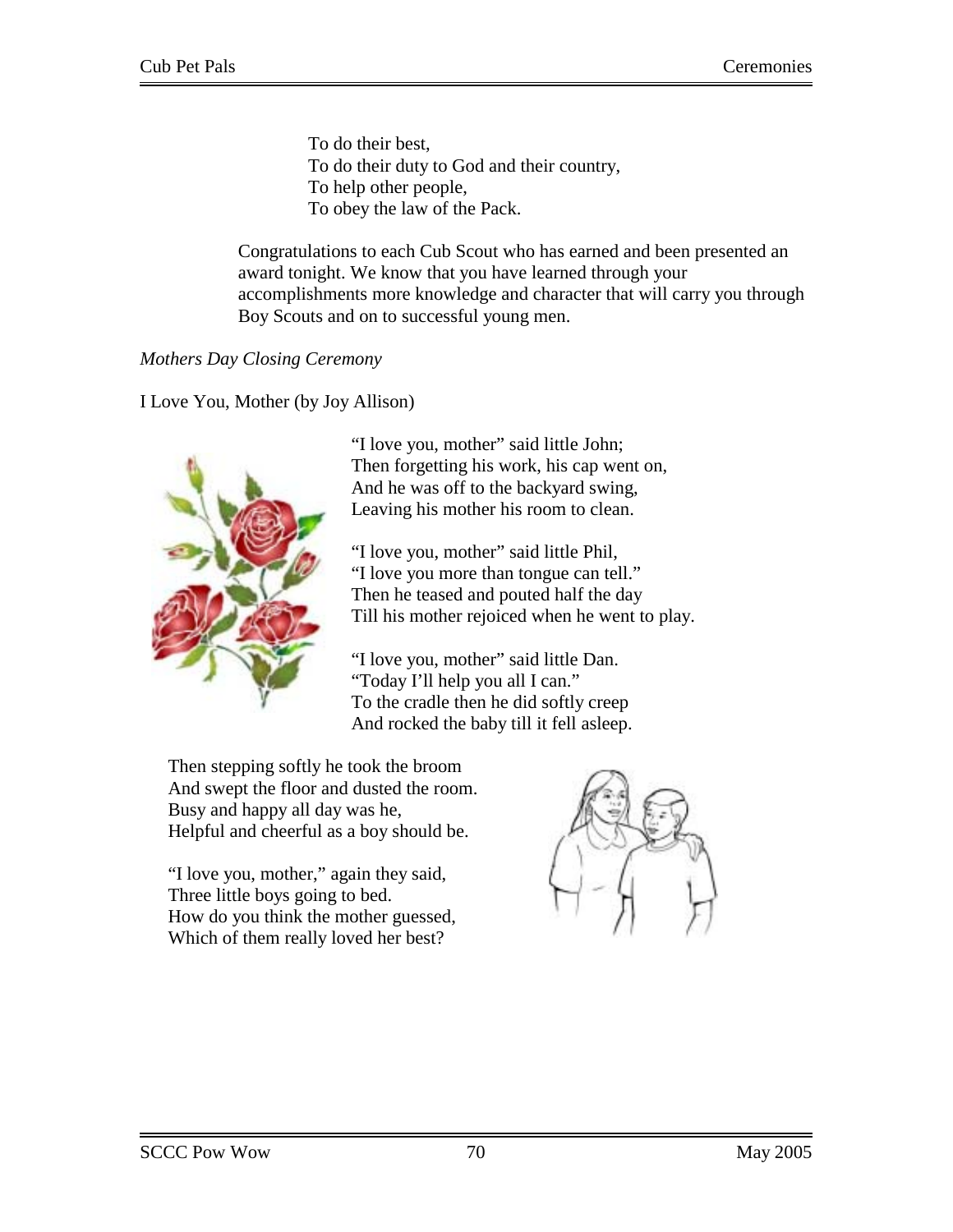To do their best,  
To do their duty to God and their country,  
To help other people,  
To obey the law of the Pack.

Congratulations to each Cub Scout who has earned and been presented an award tonight. We know that you have learned through your accomplishments more knowledge and character that will carry you through Boy Scouts and on to successful young men.

*Mothers Day Closing Ceremony*

I Love You, Mother (by Joy Allison)

"I love you, mother" said little John;  
Then forgetting his work, his cap went on,  
And he was off to the backyard swing,  
Leaving his mother his room to clean.

"I love you, mother" said little Phil,  
"I love you more than tongue can tell."  
Then he teased and pouted half the day  
Till his mother rejoiced when he went to play.

"I love you, mother" said little Dan.  
"Today I'll help you all I can."  
To the cradle then he did softly creep  
And rocked the baby till it fell asleep.

Then stepping softly he took the broom  
And swept the floor and dusted the room.  
Busy and happy all day was he,  
Helpful and cheerful as a boy should be.

"I love you, mother," again they said,  
Three little boys going to bed.  
How do you think the mother guessed,  
Which of them really loved her best?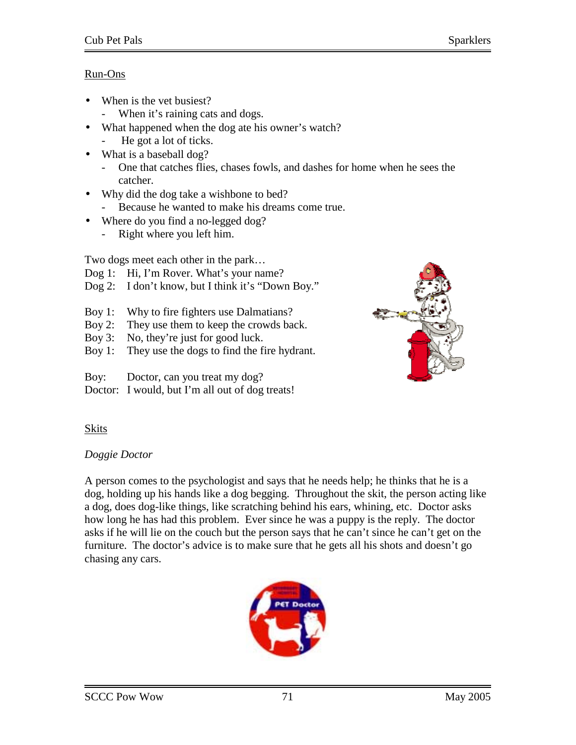## Run-Ons

- When is the vet busiest?
  - When it's raining cats and dogs.
- What happened when the dog ate his owner's watch?
  - He got a lot of ticks.
- What is a baseball dog?
  - One that catches flies, chases fowls, and dashes for home when he sees the catcher.
- Why did the dog take a wishbone to bed?
  - Because he wanted to make his dreams come true.
- Where do you find a no-legged dog?
  - Right where you left him.

Two dogs meet each other in the park…

Dog 1: Hi, I'm Rover. What's your name?
Dog 2: I don't know, but I think it's "Down Boy."

Boy 1: Why to fire fighters use Dalmatians?
Boy 2: They use them to keep the crowds back.
Boy 3: No, they're just for good luck.
Boy 1: They use the dogs to find the fire hydrant.

Boy: Doctor, can you treat my dog?
Doctor: I would, but I'm all out of dog treats!

## Skits

*Doggie Doctor*

A person comes to the psychologist and says that he needs help; he thinks that he is a dog, holding up his hands like a dog begging. Throughout the skit, the person acting like a dog, does dog-like things, like scratching behind his ears, whining, etc. Doctor asks how long he has had this problem. Ever since he was a puppy is the reply. The doctor asks if he will lie on the couch but the person says that he can't since he can't get on the furniture. The doctor's advice is to make sure that he gets all his shots and doesn't go chasing any cars.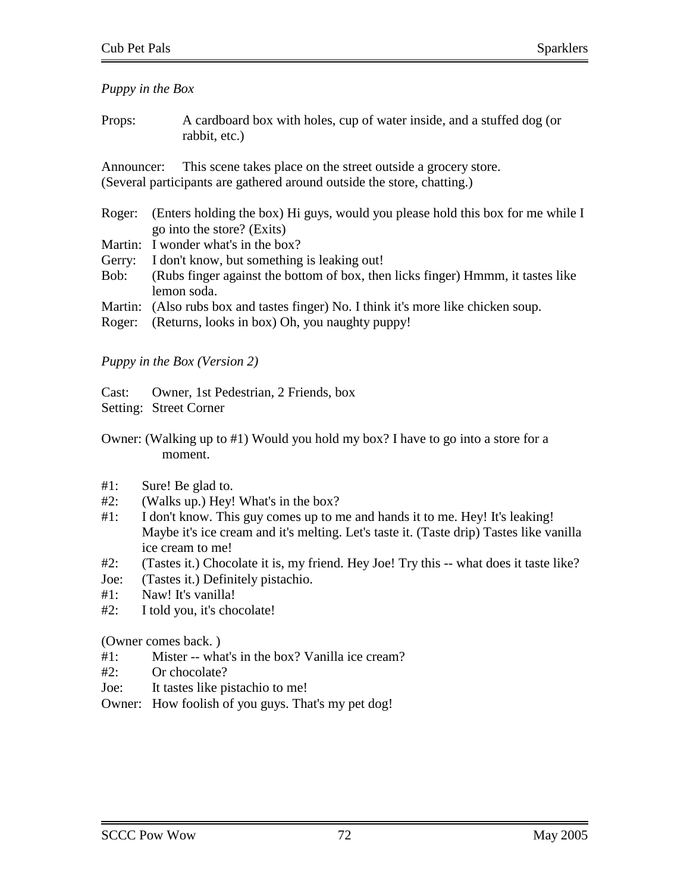*Puppy in the Box*

Props: A cardboard box with holes, cup of water inside, and a stuffed dog (or rabbit, etc.)

Announcer: This scene takes place on the street outside a grocery store.
(Several participants are gathered around outside the store, chatting.)

Roger: (Enters holding the box) Hi guys, would you please hold this box for me while I go into the store? (Exits)
Martin: I wonder what's in the box?
Gerry: I don't know, but something is leaking out!
Bob: (Rubs finger against the bottom of box, then licks finger) Hmmm, it tastes like lemon soda.
Martin: (Also rubs box and tastes finger) No. I think it's more like chicken soup.
Roger: (Returns, looks in box) Oh, you naughty puppy!

*Puppy in the Box (Version 2)*

Cast: Owner, 1st Pedestrian, 2 Friends, box
Setting: Street Corner

Owner: (Walking up to #1) Would you hold my box? I have to go into a store for a moment.

#1: Sure! Be glad to.
#2: (Walks up.) Hey! What's in the box?
#1: I don't know. This guy comes up to me and hands it to me. Hey! It's leaking! Maybe it's ice cream and it's melting. Let's taste it. (Taste drip) Tastes like vanilla ice cream to me!
#2: (Tastes it.) Chocolate it is, my friend. Hey Joe! Try this -- what does it taste like?
Joe: (Tastes it.) Definitely pistachio.
#1: Naw! It's vanilla!
#2: I told you, it's chocolate!

(Owner comes back. )
#1: Mister -- what's in the box? Vanilla ice cream?
#2: Or chocolate?
Joe: It tastes like pistachio to me!
Owner: How foolish of you guys. That's my pet dog!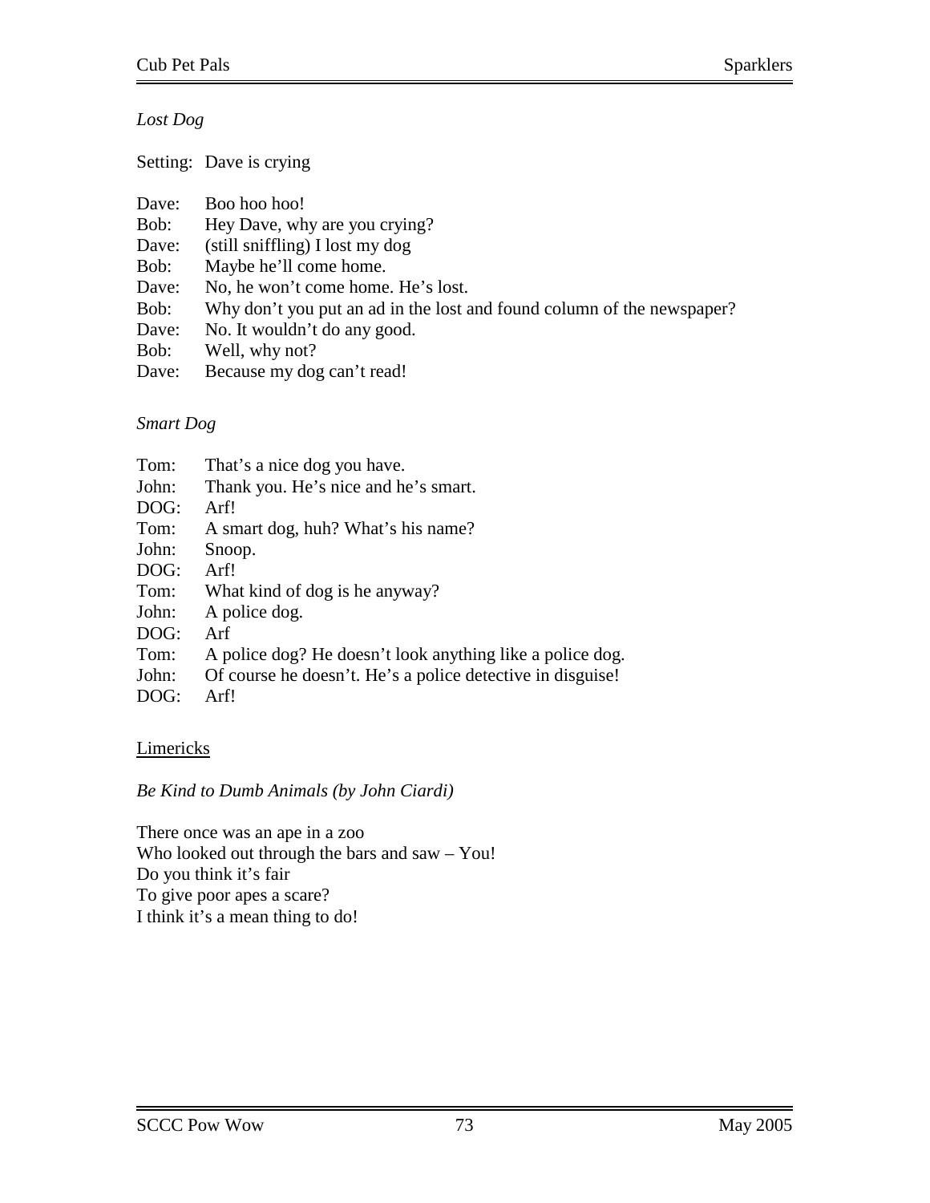*Lost Dog*

Setting: Dave is crying

Dave: Boo hoo hoo!
Bob: Hey Dave, why are you crying?
Dave: (still sniffling) I lost my dog
Bob: Maybe he'll come home.
Dave: No, he won't come home. He's lost.
Bob: Why don't you put an ad in the lost and found column of the newspaper?
Dave: No. It wouldn't do any good.
Bob: Well, why not?
Dave: Because my dog can't read!

*Smart Dog*

Tom: That's a nice dog you have.
John: Thank you. He's nice and he's smart.
DOG: Arf!
Tom: A smart dog, huh? What's his name?
John: Snoop.
DOG: Arf!
Tom: What kind of dog is he anyway?
John: A police dog.
DOG: Arf
Tom: A police dog? He doesn't look anything like a police dog.
John: Of course he doesn't. He's a police detective in disguise!
DOG: Arf!

<u>Limericks</u>

*Be Kind to Dumb Animals (by John Ciardi)*

There once was an ape in a zoo
Who looked out through the bars and saw – You!
Do you think it's fair
To give poor apes a scare?
I think it's a mean thing to do!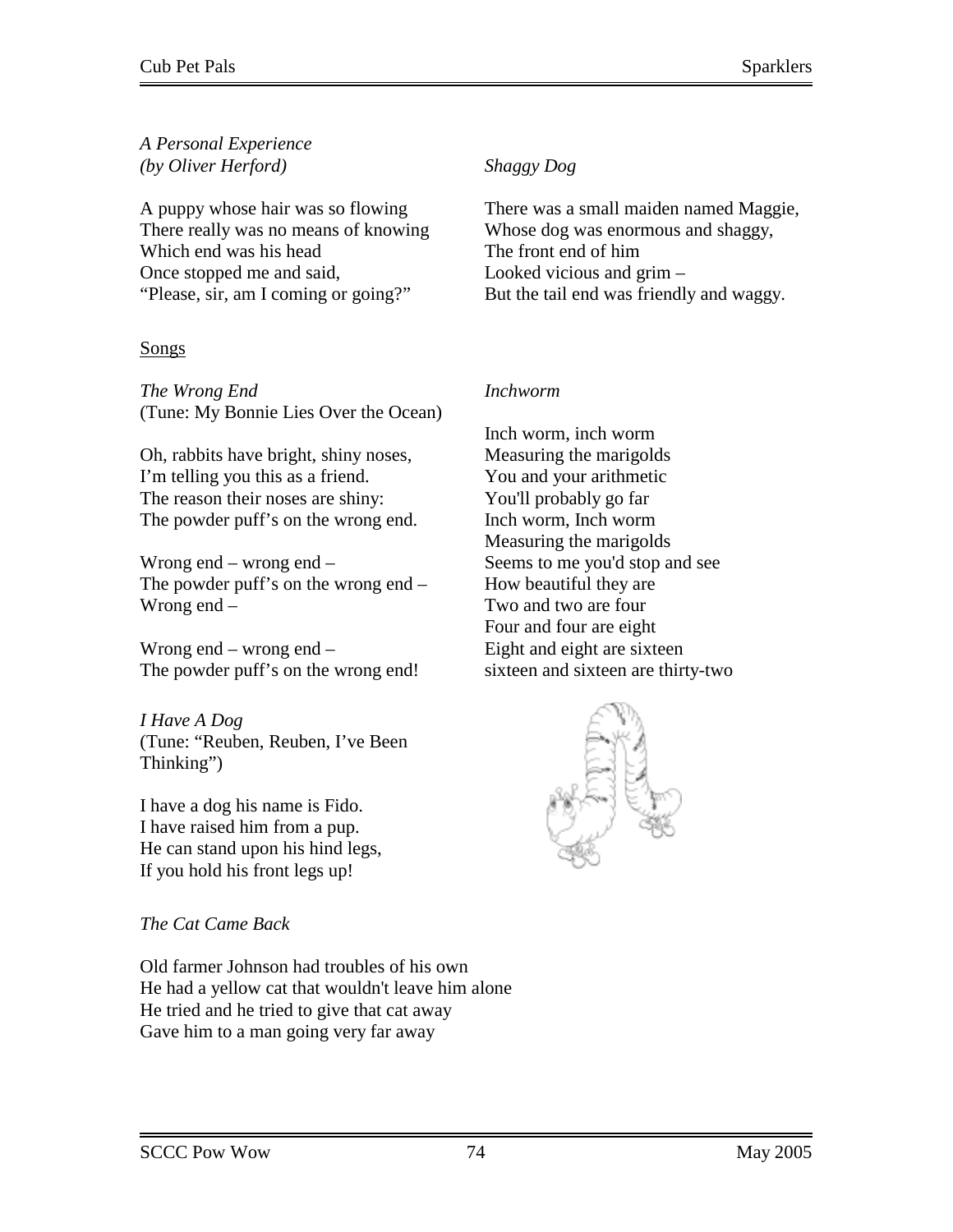*A Personal Experience*
*(by Oliver Herford)*

A puppy whose hair was so flowing
There really was no means of knowing
Which end was his head
Once stopped me and said,
"Please, sir, am I coming or going?"

*Shaggy Dog*

There was a small maiden named Maggie,
Whose dog was enormous and shaggy,
The front end of him
Looked vicious and grim –
But the tail end was friendly and waggy.

## Songs

*The Wrong End*
(Tune: My Bonnie Lies Over the Ocean)

Oh, rabbits have bright, shiny noses,
I'm telling you this as a friend.
The reason their noses are shiny:
The powder puff's on the wrong end.

Wrong end – wrong end –
The powder puff's on the wrong end –
Wrong end –

Wrong end – wrong end –
The powder puff's on the wrong end!

*I Have A Dog*
(Tune: "Reuben, Reuben, I've Been Thinking")

I have a dog his name is Fido.
I have raised him from a pup.
He can stand upon his hind legs,
If you hold his front legs up!

*The Cat Came Back*

Old farmer Johnson had troubles of his own
He had a yellow cat that wouldn't leave him alone
He tried and he tried to give that cat away
Gave him to a man going very far away

*Inchworm*

Inch worm, inch worm
Measuring the marigolds
You and your arithmetic
You'll probably go far
Inch worm, Inch worm
Measuring the marigolds
Seems to me you'd stop and see
How beautiful they are
Two and two are four
Four and four are eight
Eight and eight are sixteen
sixteen and sixteen are thirty-two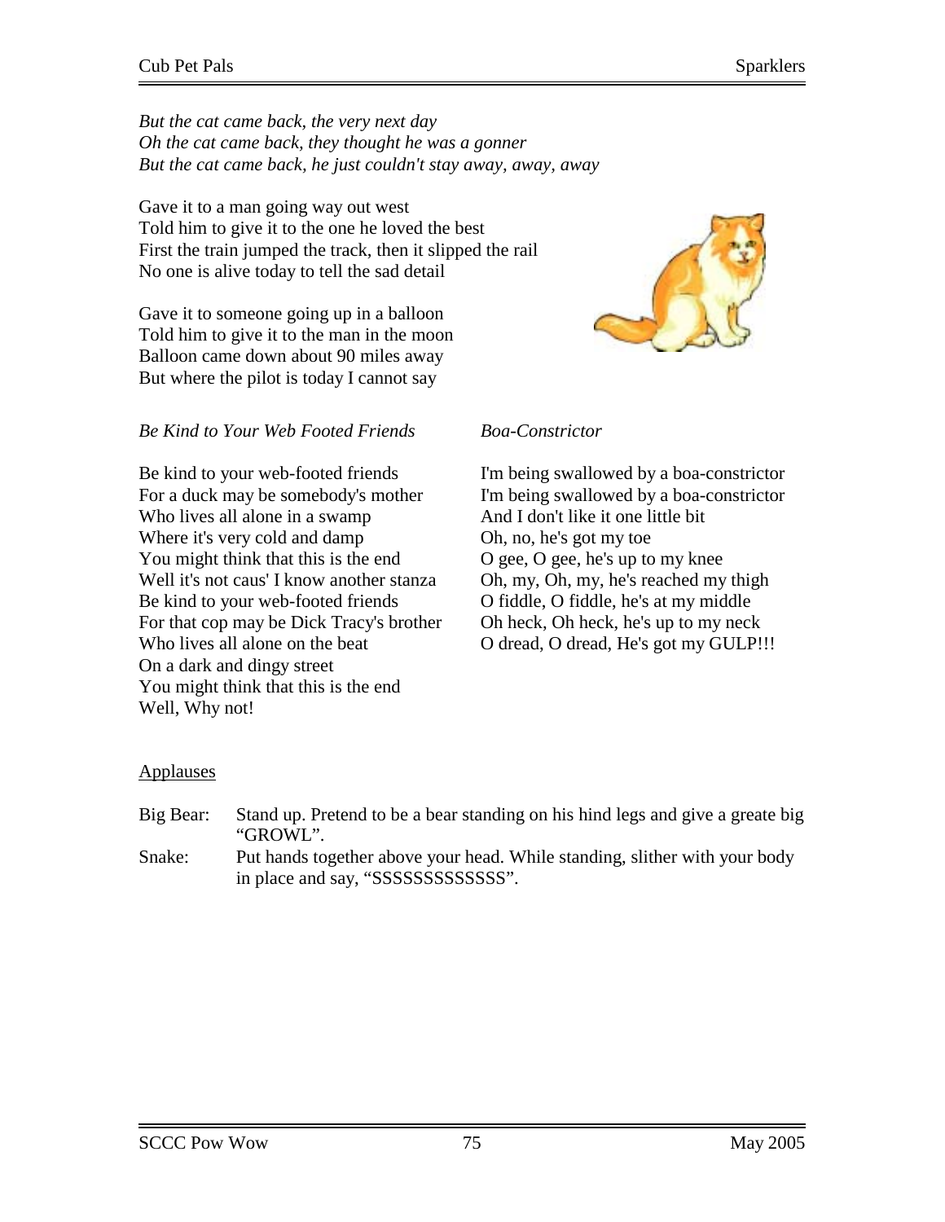*But the cat came back, the very next day*
*Oh the cat came back, they thought he was a gonner*
*But the cat came back, he just couldn't stay away, away, away*

Gave it to a man going way out west
Told him to give it to the one he loved the best
First the train jumped the track, then it slipped the rail
No one is alive today to tell the sad detail

Gave it to someone going up in a balloon
Told him to give it to the man in the moon
Balloon came down about 90 miles away
But where the pilot is today I cannot say

*Be Kind to Your Web Footed Friends*

Be kind to your web-footed friends
For a duck may be somebody's mother
Who lives all alone in a swamp
Where it's very cold and damp
You might think that this is the end
Well it's not caus' I know another stanza
Be kind to your web-footed friends
For that cop may be Dick Tracy's brother
Who lives all alone on the beat
On a dark and dingy street
You might think that this is the end
Well, Why not!

*Boa-Constrictor*

I'm being swallowed by a boa-constrictor
I'm being swallowed by a boa-constrictor
And I don't like it one little bit
Oh, no, he's got my toe
O gee, O gee, he's up to my knee
Oh, my, Oh, my, he's reached my thigh
O fiddle, O fiddle, he's at my middle
Oh heck, Oh heck, he's up to my neck
O dread, O dread, He's got my GULP!!!

Applauses

Big Bear: Stand up. Pretend to be a bear standing on his hind legs and give a greate big "GROWL".

Snake: Put hands together above your head. While standing, slither with your body in place and say, "SSSSSSSSSSSSS".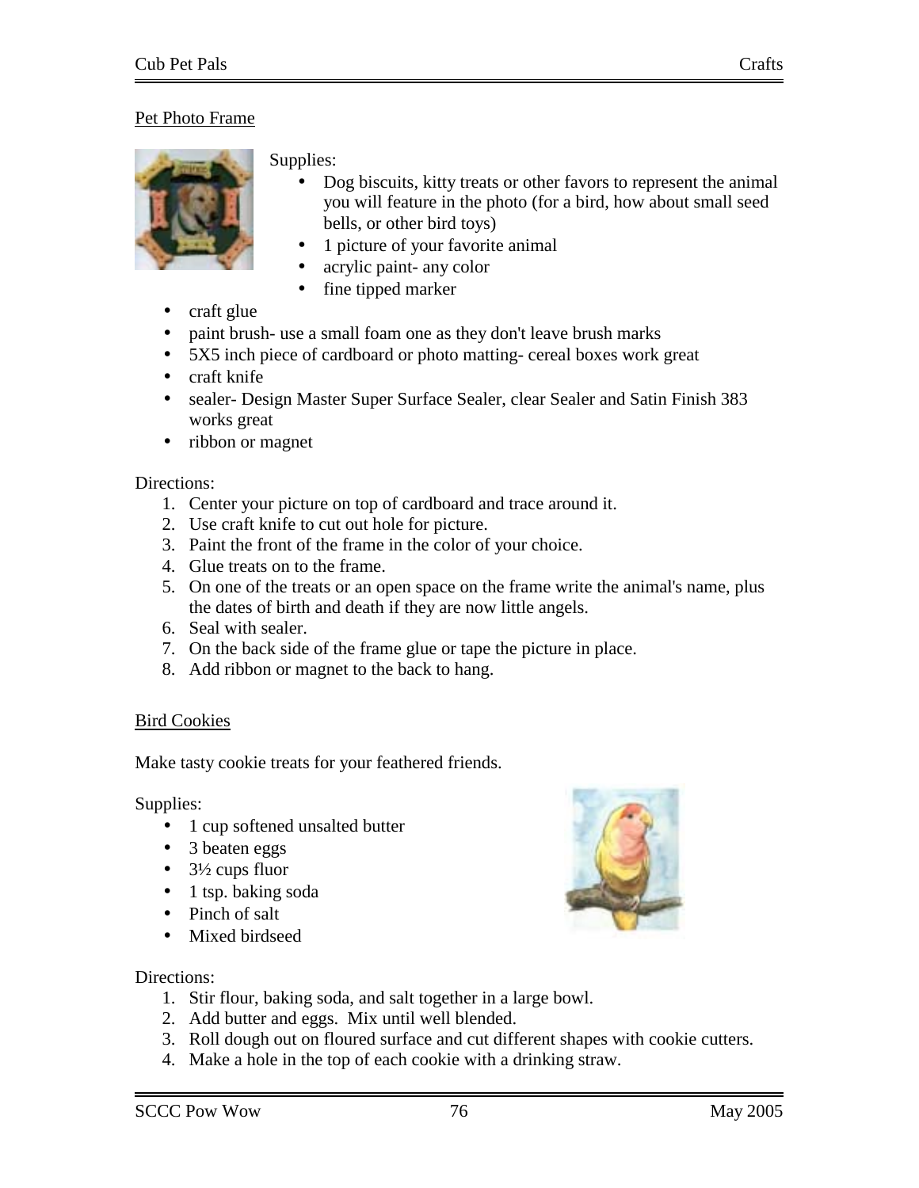## Pet Photo Frame

Supplies:

- Dog biscuits, kitty treats or other favors to represent the animal you will feature in the photo (for a bird, how about small seed bells, or other bird toys)
- 1 picture of your favorite animal
- acrylic paint- any color
- fine tipped marker
- craft glue
- paint brush- use a small foam one as they don't leave brush marks
- 5X5 inch piece of cardboard or photo matting- cereal boxes work great
- craft knife
- sealer- Design Master Super Surface Sealer, clear Sealer and Satin Finish 383 works great
- ribbon or magnet

Directions:

1. Center your picture on top of cardboard and trace around it.
2. Use craft knife to cut out hole for picture.
3. Paint the front of the frame in the color of your choice.
4. Glue treats on to the frame.
5. On one of the treats or an open space on the frame write the animal's name, plus the dates of birth and death if they are now little angels.
6. Seal with sealer.
7. On the back side of the frame glue or tape the picture in place.
8. Add ribbon or magnet to the back to hang.

## Bird Cookies

Make tasty cookie treats for your feathered friends.

Supplies:

- 1 cup softened unsalted butter
- 3 beaten eggs
- 3½ cups fluor
- 1 tsp. baking soda
- Pinch of salt
- Mixed birdseed

Directions:

1. Stir flour, baking soda, and salt together in a large bowl.
2. Add butter and eggs. Mix until well blended.
3. Roll dough out on floured surface and cut different shapes with cookie cutters.
4. Make a hole in the top of each cookie with a drinking straw.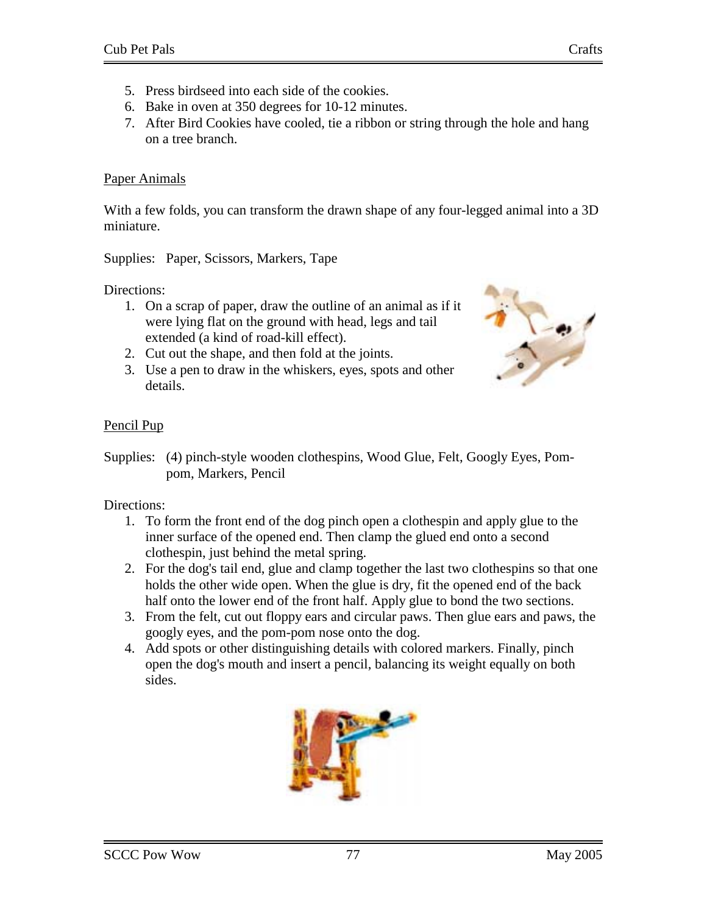5. Press birdseed into each side of the cookies.
6. Bake in oven at 350 degrees for 10-12 minutes.
7. After Bird Cookies have cooled, tie a ribbon or string through the hole and hang on a tree branch.

## Paper Animals

With a few folds, you can transform the drawn shape of any four-legged animal into a 3D miniature.

Supplies: Paper, Scissors, Markers, Tape

Directions:

1. On a scrap of paper, draw the outline of an animal as if it were lying flat on the ground with head, legs and tail extended (a kind of road-kill effect).
2. Cut out the shape, and then fold at the joints.
3. Use a pen to draw in the whiskers, eyes, spots and other details.

## Pencil Pup

Supplies: (4) pinch-style wooden clothespins, Wood Glue, Felt, Googly Eyes, Pom-pom, Markers, Pencil

Directions:

1. To form the front end of the dog pinch open a clothespin and apply glue to the inner surface of the opened end. Then clamp the glued end onto a second clothespin, just behind the metal spring.
2. For the dog's tail end, glue and clamp together the last two clothespins so that one holds the other wide open. When the glue is dry, fit the opened end of the back half onto the lower end of the front half. Apply glue to bond the two sections.
3. From the felt, cut out floppy ears and circular paws. Then glue ears and paws, the googly eyes, and the pom-pom nose onto the dog.
4. Add spots or other distinguishing details with colored markers. Finally, pinch open the dog's mouth and insert a pencil, balancing its weight equally on both sides.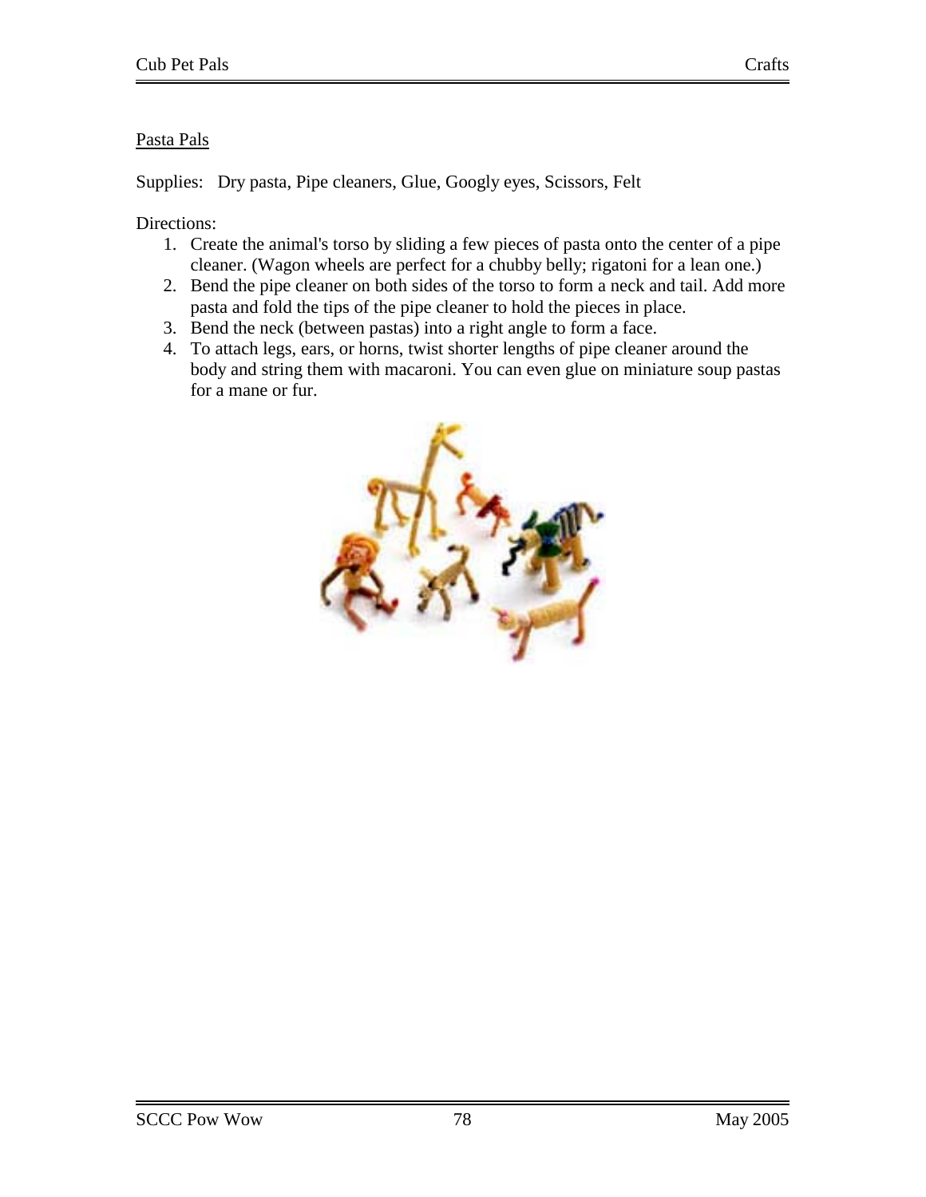Pasta Pals

Supplies: Dry pasta, Pipe cleaners, Glue, Googly eyes, Scissors, Felt

Directions:

1. Create the animal's torso by sliding a few pieces of pasta onto the center of a pipe cleaner. (Wagon wheels are perfect for a chubby belly; rigatoni for a lean one.)
2. Bend the pipe cleaner on both sides of the torso to form a neck and tail. Add more pasta and fold the tips of the pipe cleaner to hold the pieces in place.
3. Bend the neck (between pastas) into a right angle to form a face.
4. To attach legs, ears, or horns, twist shorter lengths of pipe cleaner around the body and string them with macaroni. You can even glue on miniature soup pastas for a mane or fur.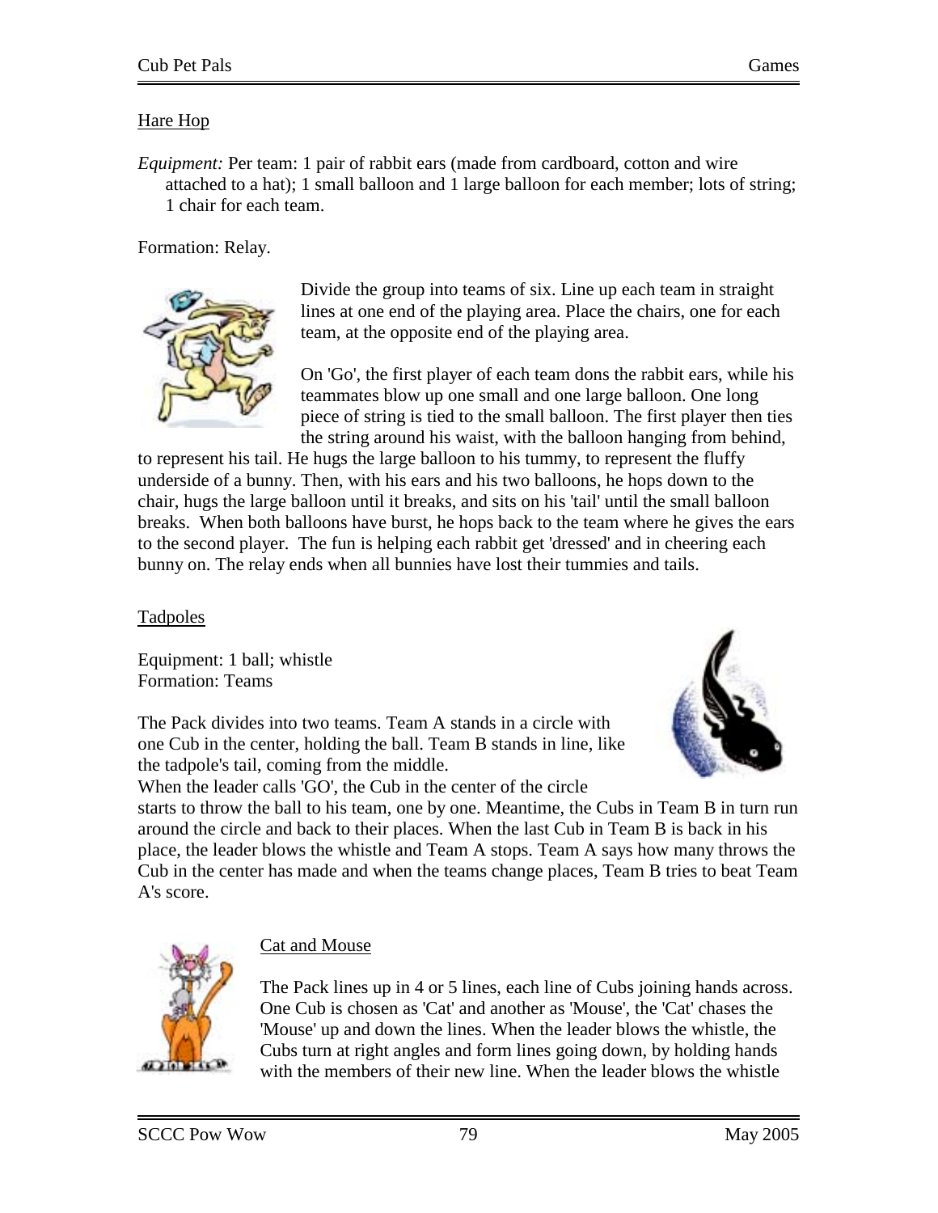## Hare Hop

*Equipment:* Per team: 1 pair of rabbit ears (made from cardboard, cotton and wire attached to a hat); 1 small balloon and 1 large balloon for each member; lots of string; 1 chair for each team.

Formation: Relay.

Divide the group into teams of six. Line up each team in straight lines at one end of the playing area. Place the chairs, one for each team, at the opposite end of the playing area.

On 'Go', the first player of each team dons the rabbit ears, while his teammates blow up one small and one large balloon. One long piece of string is tied to the small balloon. The first player then ties the string around his waist, with the balloon hanging from behind, to represent his tail. He hugs the large balloon to his tummy, to represent the fluffy underside of a bunny. Then, with his ears and his two balloons, he hops down to the chair, hugs the large balloon until it breaks, and sits on his 'tail' until the small balloon breaks. When both balloons have burst, he hops back to the team where he gives the ears to the second player. The fun is helping each rabbit get 'dressed' and in cheering each bunny on. The relay ends when all bunnies have lost their tummies and tails.

## Tadpoles

Equipment: 1 ball; whistle
Formation: Teams

The Pack divides into two teams. Team A stands in a circle with one Cub in the center, holding the ball. Team B stands in line, like the tadpole's tail, coming from the middle.
When the leader calls 'GO', the Cub in the center of the circle starts to throw the ball to his team, one by one. Meantime, the Cubs in Team B in turn run around the circle and back to their places. When the last Cub in Team B is back in his place, the leader blows the whistle and Team A stops. Team A says how many throws the Cub in the center has made and when the teams change places, Team B tries to beat Team A's score.

## Cat and Mouse

The Pack lines up in 4 or 5 lines, each line of Cubs joining hands across. One Cub is chosen as 'Cat' and another as 'Mouse', the 'Cat' chases the 'Mouse' up and down the lines. When the leader blows the whistle, the Cubs turn at right angles and form lines going down, by holding hands with the members of their new line. When the leader blows the whistle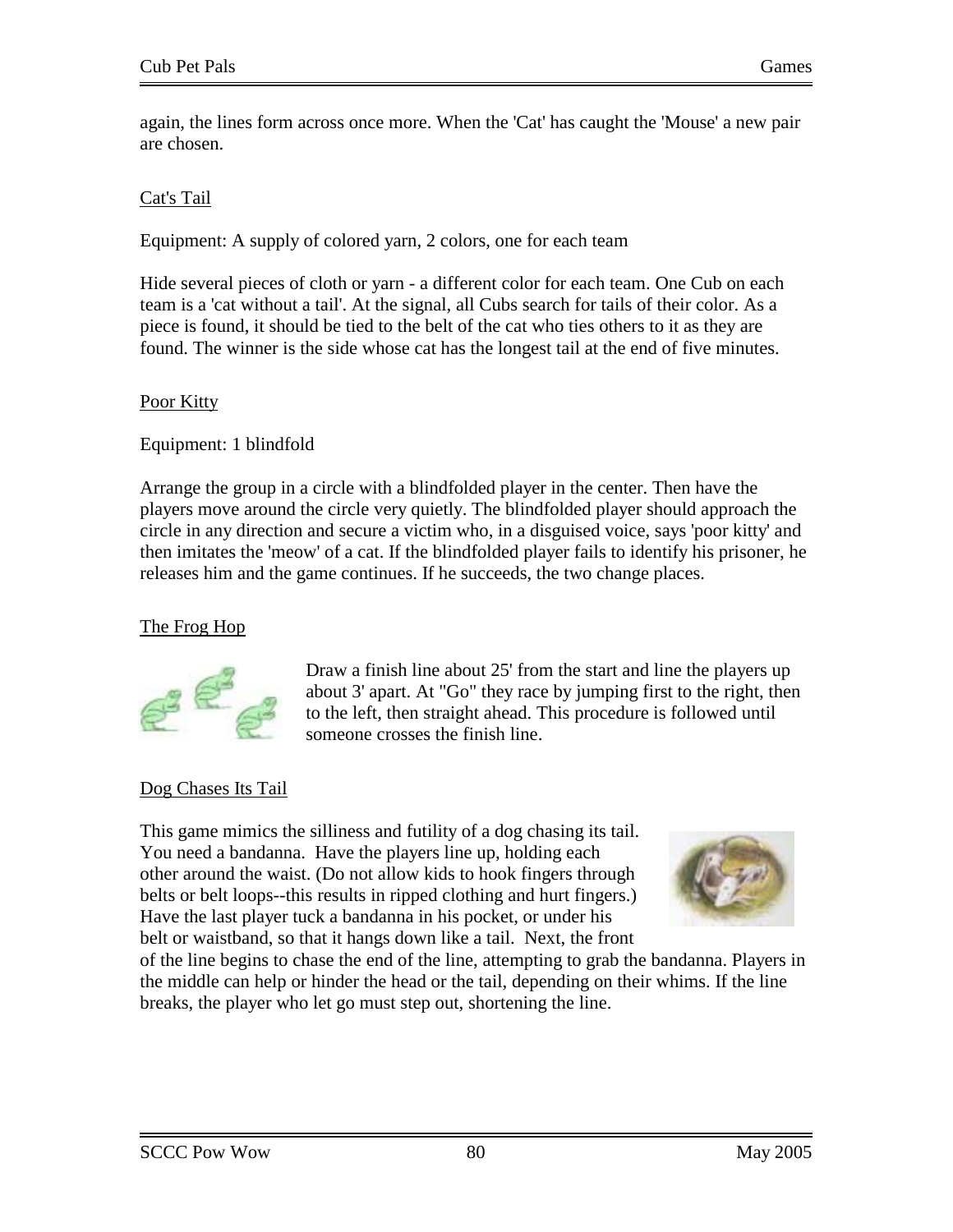again, the lines form across once more. When the 'Cat' has caught the 'Mouse' a new pair are chosen.

### Cat's Tail

Equipment: A supply of colored yarn, 2 colors, one for each team

Hide several pieces of cloth or yarn - a different color for each team. One Cub on each team is a 'cat without a tail'. At the signal, all Cubs search for tails of their color. As a piece is found, it should be tied to the belt of the cat who ties others to it as they are found. The winner is the side whose cat has the longest tail at the end of five minutes.

### Poor Kitty

Equipment: 1 blindfold

Arrange the group in a circle with a blindfolded player in the center. Then have the players move around the circle very quietly. The blindfolded player should approach the circle in any direction and secure a victim who, in a disguised voice, says 'poor kitty' and then imitates the 'meow' of a cat. If the blindfolded player fails to identify his prisoner, he releases him and the game continues. If he succeeds, the two change places.

### The Frog Hop

Draw a finish line about 25' from the start and line the players up about 3' apart. At "Go" they race by jumping first to the right, then to the left, then straight ahead. This procedure is followed until someone crosses the finish line.

### Dog Chases Its Tail

This game mimics the silliness and futility of a dog chasing its tail. You need a bandanna. Have the players line up, holding each other around the waist. (Do not allow kids to hook fingers through belts or belt loops--this results in ripped clothing and hurt fingers.) Have the last player tuck a bandanna in his pocket, or under his belt or waistband, so that it hangs down like a tail. Next, the front of the line begins to chase the end of the line, attempting to grab the bandanna. Players in the middle can help or hinder the head or the tail, depending on their whims. If the line breaks, the player who let go must step out, shortening the line.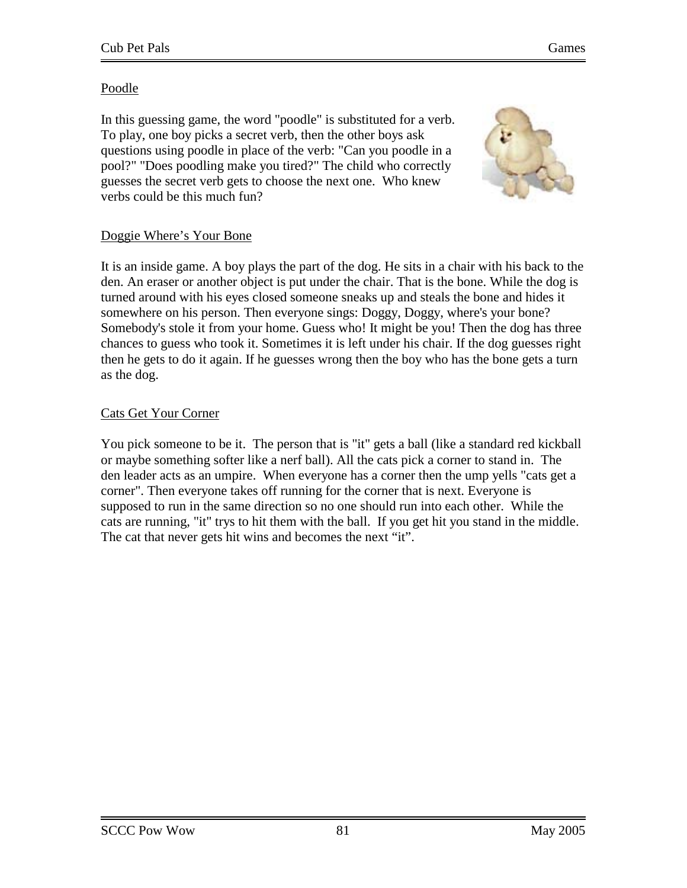## Poodle

In this guessing game, the word "poodle" is substituted for a verb. To play, one boy picks a secret verb, then the other boys ask questions using poodle in place of the verb: "Can you poodle in a pool?" "Does poodling make you tired?" The child who correctly guesses the secret verb gets to choose the next one. Who knew verbs could be this much fun?

## Doggie Where's Your Bone

It is an inside game. A boy plays the part of the dog. He sits in a chair with his back to the den. An eraser or another object is put under the chair. That is the bone. While the dog is turned around with his eyes closed someone sneaks up and steals the bone and hides it somewhere on his person. Then everyone sings: Doggy, Doggy, where's your bone? Somebody's stole it from your home. Guess who! It might be you! Then the dog has three chances to guess who took it. Sometimes it is left under his chair. If the dog guesses right then he gets to do it again. If he guesses wrong then the boy who has the bone gets a turn as the dog.

## Cats Get Your Corner

You pick someone to be it. The person that is "it" gets a ball (like a standard red kickball or maybe something softer like a nerf ball). All the cats pick a corner to stand in. The den leader acts as an umpire. When everyone has a corner then the ump yells "cats get a corner". Then everyone takes off running for the corner that is next. Everyone is supposed to run in the same direction so no one should run into each other. While the cats are running, "it" trys to hit them with the ball. If you get hit you stand in the middle. The cat that never gets hit wins and becomes the next "it".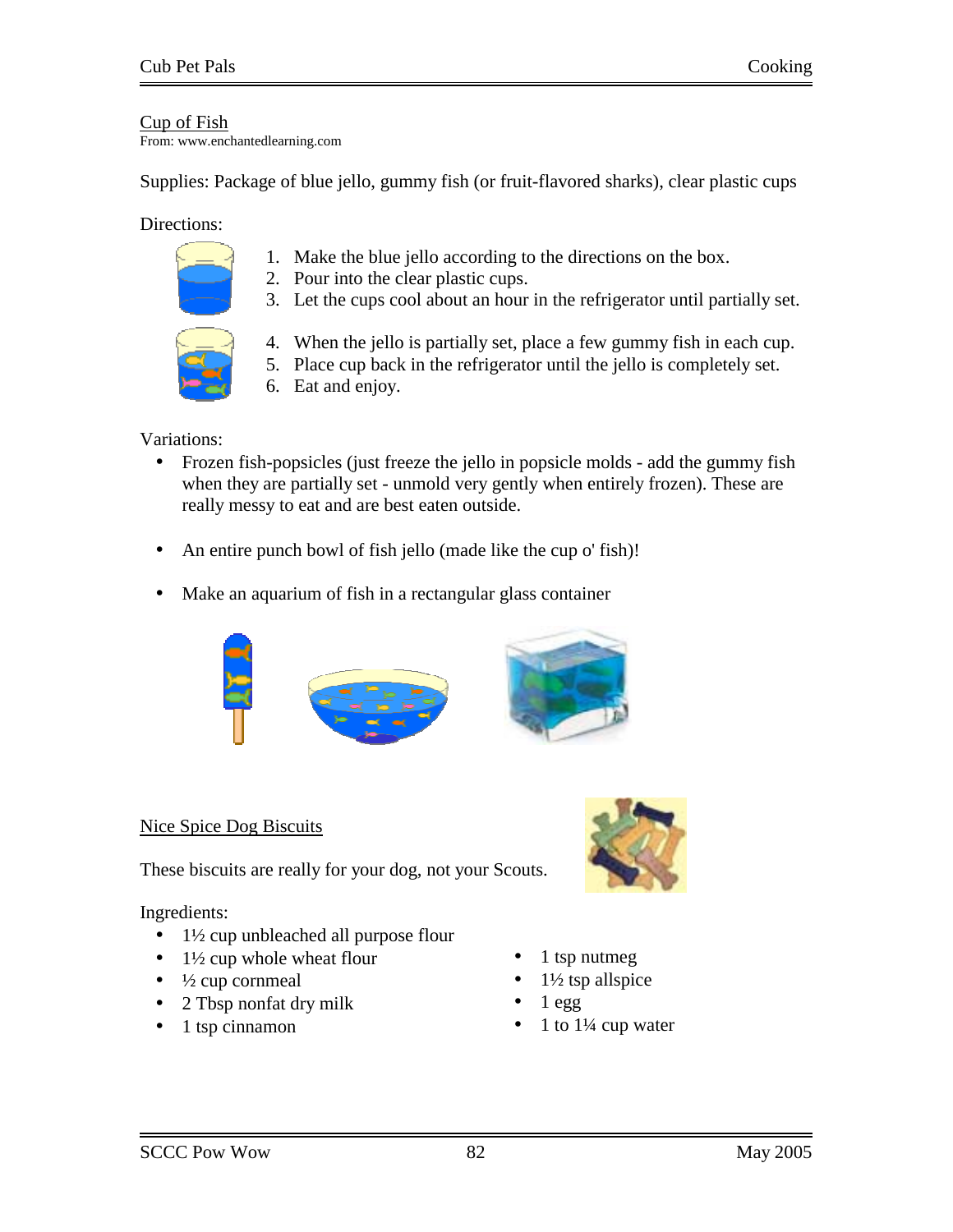## Cup of Fish

From: www.enchantedlearning.com

Supplies: Package of blue jello, gummy fish (or fruit-flavored sharks), clear plastic cups

Directions:

1. Make the blue jello according to the directions on the box.
2. Pour into the clear plastic cups.
3. Let the cups cool about an hour in the refrigerator until partially set.
4. When the jello is partially set, place a few gummy fish in each cup.
5. Place cup back in the refrigerator until the jello is completely set.
6. Eat and enjoy.

Variations:

- Frozen fish-popsicles (just freeze the jello in popsicle molds - add the gummy fish when they are partially set - unmold very gently when entirely frozen). These are really messy to eat and are best eaten outside.
- An entire punch bowl of fish jello (made like the cup o' fish)!
- Make an aquarium of fish in a rectangular glass container

## Nice Spice Dog Biscuits

These biscuits are really for your dog, not your Scouts.

Ingredients:

- 1½ cup unbleached all purpose flour
- 1½ cup whole wheat flour
- ½ cup cornmeal
- 2 Tbsp nonfat dry milk
- 1 tsp cinnamon
- 1 tsp nutmeg
- 1½ tsp allspice
- 1 egg
- 1 to 1¼ cup water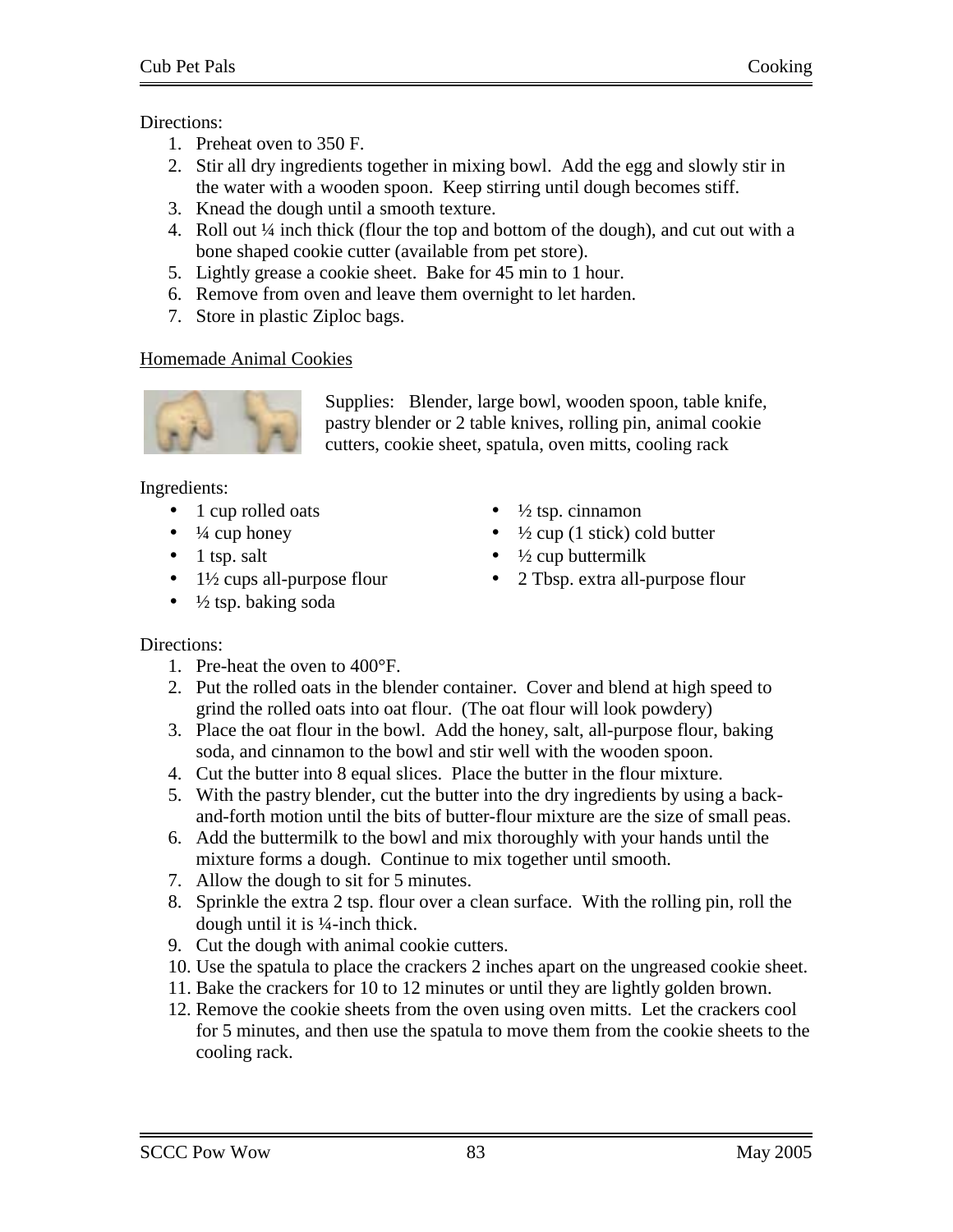Directions:

1. Preheat oven to 350 F.
2. Stir all dry ingredients together in mixing bowl. Add the egg and slowly stir in the water with a wooden spoon. Keep stirring until dough becomes stiff.
3. Knead the dough until a smooth texture.
4. Roll out ¼ inch thick (flour the top and bottom of the dough), and cut out with a bone shaped cookie cutter (available from pet store).
5. Lightly grease a cookie sheet. Bake for 45 min to 1 hour.
6. Remove from oven and leave them overnight to let harden.
7. Store in plastic Ziploc bags.

## Homemade Animal Cookies

Supplies: Blender, large bowl, wooden spoon, table knife, pastry blender or 2 table knives, rolling pin, animal cookie cutters, cookie sheet, spatula, oven mitts, cooling rack

Ingredients:

- 1 cup rolled oats
- ¼ cup honey
- 1 tsp. salt
- 1½ cups all-purpose flour
- ½ tsp. baking soda
- ½ tsp. cinnamon
- ½ cup (1 stick) cold butter
- ½ cup buttermilk
- 2 Tbsp. extra all-purpose flour

Directions:

1. Pre-heat the oven to 400°F.
2. Put the rolled oats in the blender container. Cover and blend at high speed to grind the rolled oats into oat flour. (The oat flour will look powdery)
3. Place the oat flour in the bowl. Add the honey, salt, all-purpose flour, baking soda, and cinnamon to the bowl and stir well with the wooden spoon.
4. Cut the butter into 8 equal slices. Place the butter in the flour mixture.
5. With the pastry blender, cut the butter into the dry ingredients by using a back-and-forth motion until the bits of butter-flour mixture are the size of small peas.
6. Add the buttermilk to the bowl and mix thoroughly with your hands until the mixture forms a dough. Continue to mix together until smooth.
7. Allow the dough to sit for 5 minutes.
8. Sprinkle the extra 2 tsp. flour over a clean surface. With the rolling pin, roll the dough until it is ¼-inch thick.
9. Cut the dough with animal cookie cutters.
10. Use the spatula to place the crackers 2 inches apart on the ungreased cookie sheet.
11. Bake the crackers for 10 to 12 minutes or until they are lightly golden brown.
12. Remove the cookie sheets from the oven using oven mitts. Let the crackers cool for 5 minutes, and then use the spatula to move them from the cookie sheets to the cooling rack.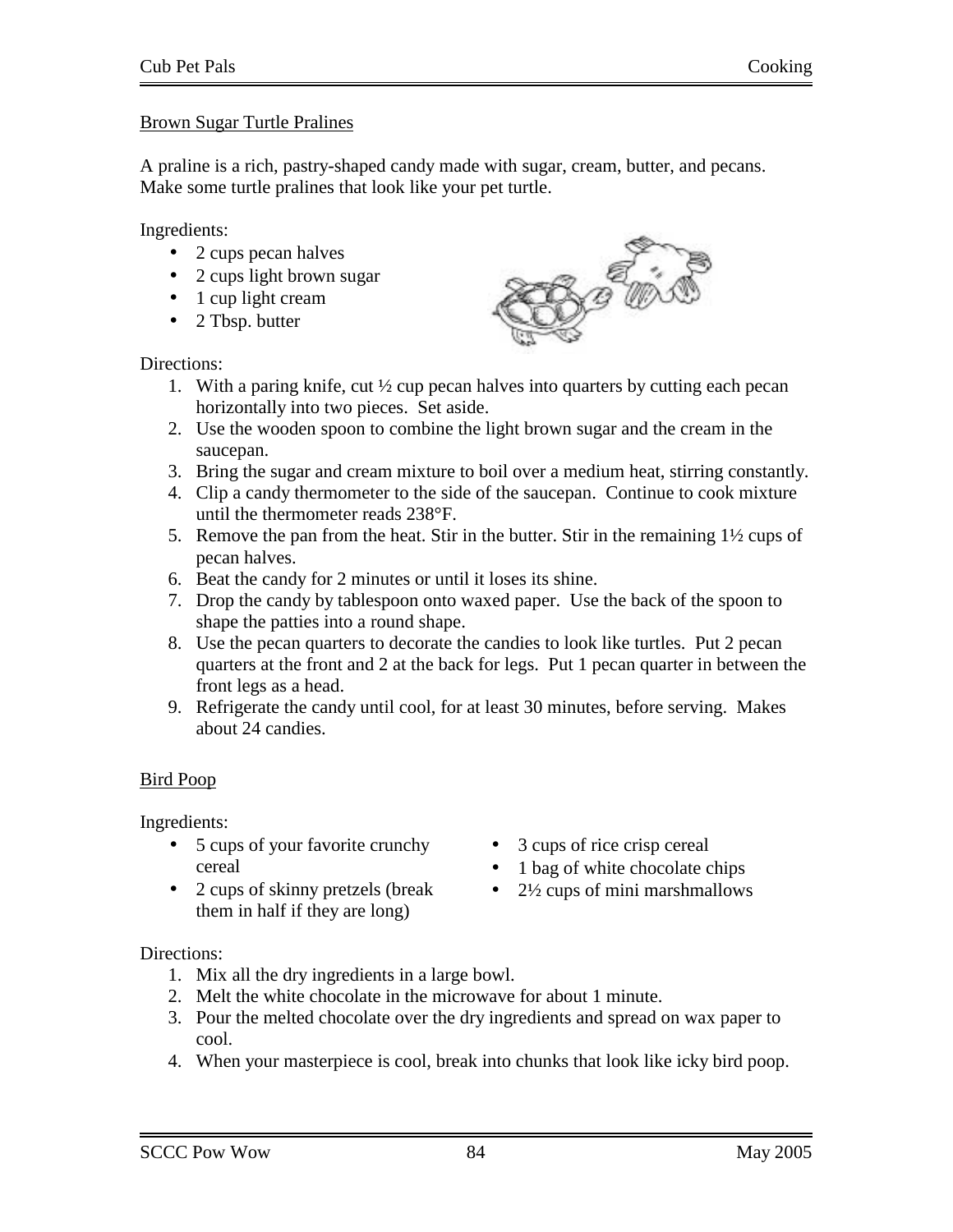## Brown Sugar Turtle Pralines

A praline is a rich, pastry-shaped candy made with sugar, cream, butter, and pecans. Make some turtle pralines that look like your pet turtle.

Ingredients:

- 2 cups pecan halves
- 2 cups light brown sugar
- 1 cup light cream
- 2 Tbsp. butter

Directions:

1. With a paring knife, cut ½ cup pecan halves into quarters by cutting each pecan horizontally into two pieces. Set aside.
2. Use the wooden spoon to combine the light brown sugar and the cream in the saucepan.
3. Bring the sugar and cream mixture to boil over a medium heat, stirring constantly.
4. Clip a candy thermometer to the side of the saucepan. Continue to cook mixture until the thermometer reads 238°F.
5. Remove the pan from the heat. Stir in the butter. Stir in the remaining 1½ cups of pecan halves.
6. Beat the candy for 2 minutes or until it loses its shine.
7. Drop the candy by tablespoon onto waxed paper. Use the back of the spoon to shape the patties into a round shape.
8. Use the pecan quarters to decorate the candies to look like turtles. Put 2 pecan quarters at the front and 2 at the back for legs. Put 1 pecan quarter in between the front legs as a head.
9. Refrigerate the candy until cool, for at least 30 minutes, before serving. Makes about 24 candies.

## Bird Poop

Ingredients:

- 5 cups of your favorite crunchy cereal
- 2 cups of skinny pretzels (break them in half if they are long)
- 3 cups of rice crisp cereal
- 1 bag of white chocolate chips
- 2½ cups of mini marshmallows

Directions:

1. Mix all the dry ingredients in a large bowl.
2. Melt the white chocolate in the microwave for about 1 minute.
3. Pour the melted chocolate over the dry ingredients and spread on wax paper to cool.
4. When your masterpiece is cool, break into chunks that look like icky bird poop.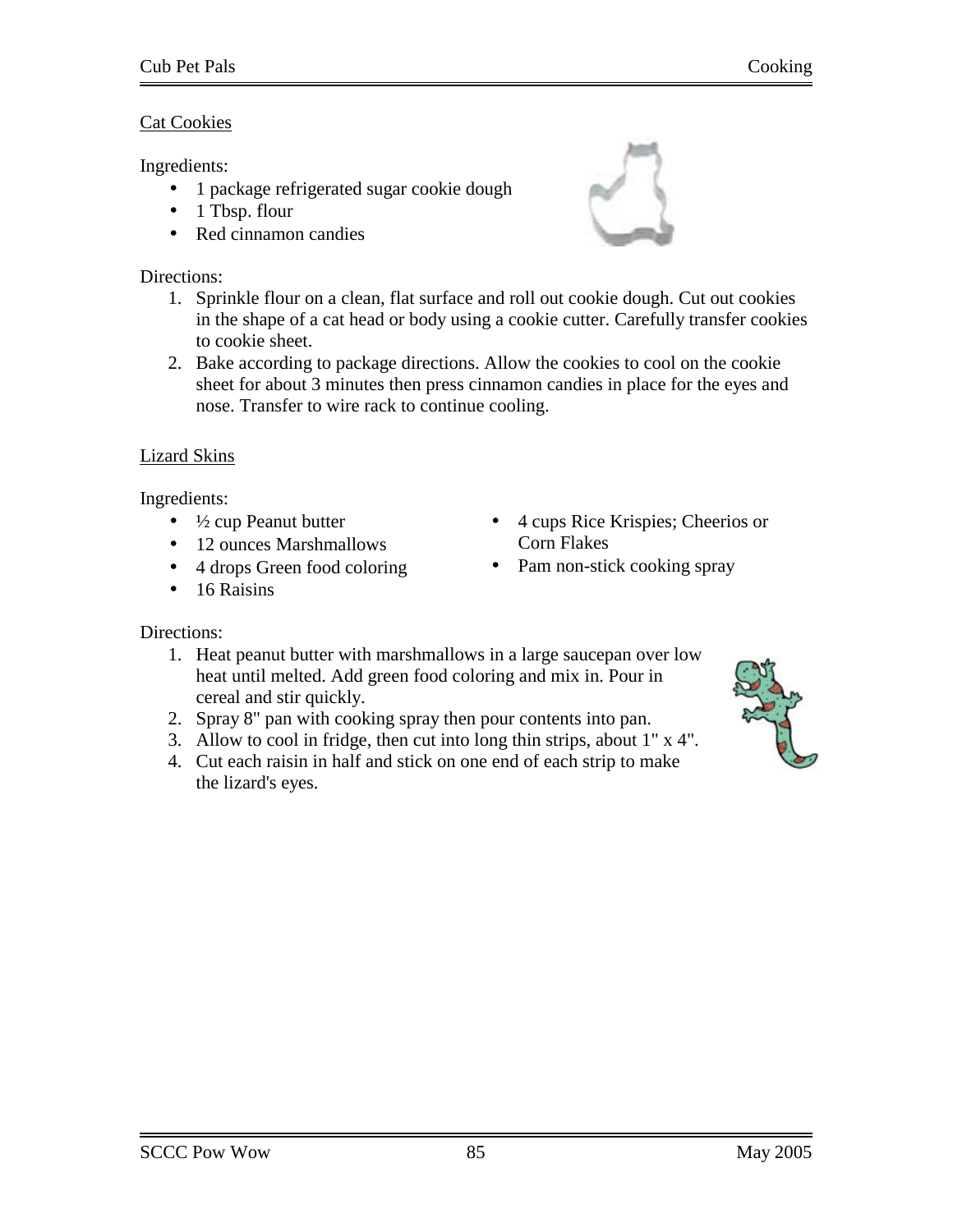## Cat Cookies

Ingredients:

- 1 package refrigerated sugar cookie dough
- 1 Tbsp. flour
- Red cinnamon candies

Directions:

1. Sprinkle flour on a clean, flat surface and roll out cookie dough. Cut out cookies in the shape of a cat head or body using a cookie cutter. Carefully transfer cookies to cookie sheet.
2. Bake according to package directions. Allow the cookies to cool on the cookie sheet for about 3 minutes then press cinnamon candies in place for the eyes and nose. Transfer to wire rack to continue cooling.

## Lizard Skins

Ingredients:

- ½ cup Peanut butter
- 12 ounces Marshmallows
- 4 drops Green food coloring
- 16 Raisins
- 4 cups Rice Krispies; Cheerios or Corn Flakes
- Pam non-stick cooking spray

Directions:

1. Heat peanut butter with marshmallows in a large saucepan over low heat until melted. Add green food coloring and mix in. Pour in cereal and stir quickly.
2. Spray 8" pan with cooking spray then pour contents into pan.
3. Allow to cool in fridge, then cut into long thin strips, about 1" x 4".
4. Cut each raisin in half and stick on one end of each strip to make the lizard's eyes.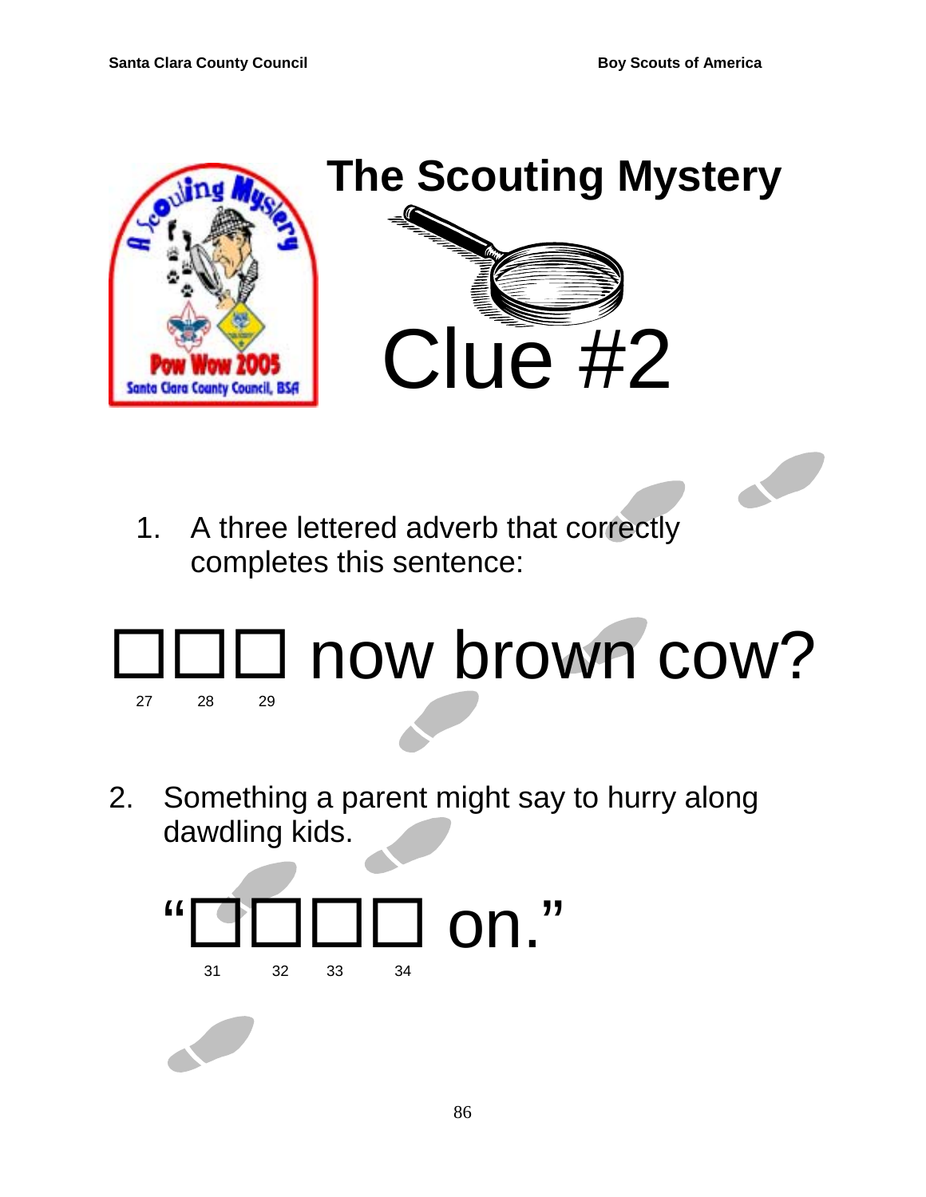# The Scouting Mystery

# Clue #2

1. A three lettered adverb that correctly completes this sentence:

□□□ now brown cow?

27 28 29

2. Something a parent might say to hurry along dawdling kids.

"□□□□ on."

31 32 33 34